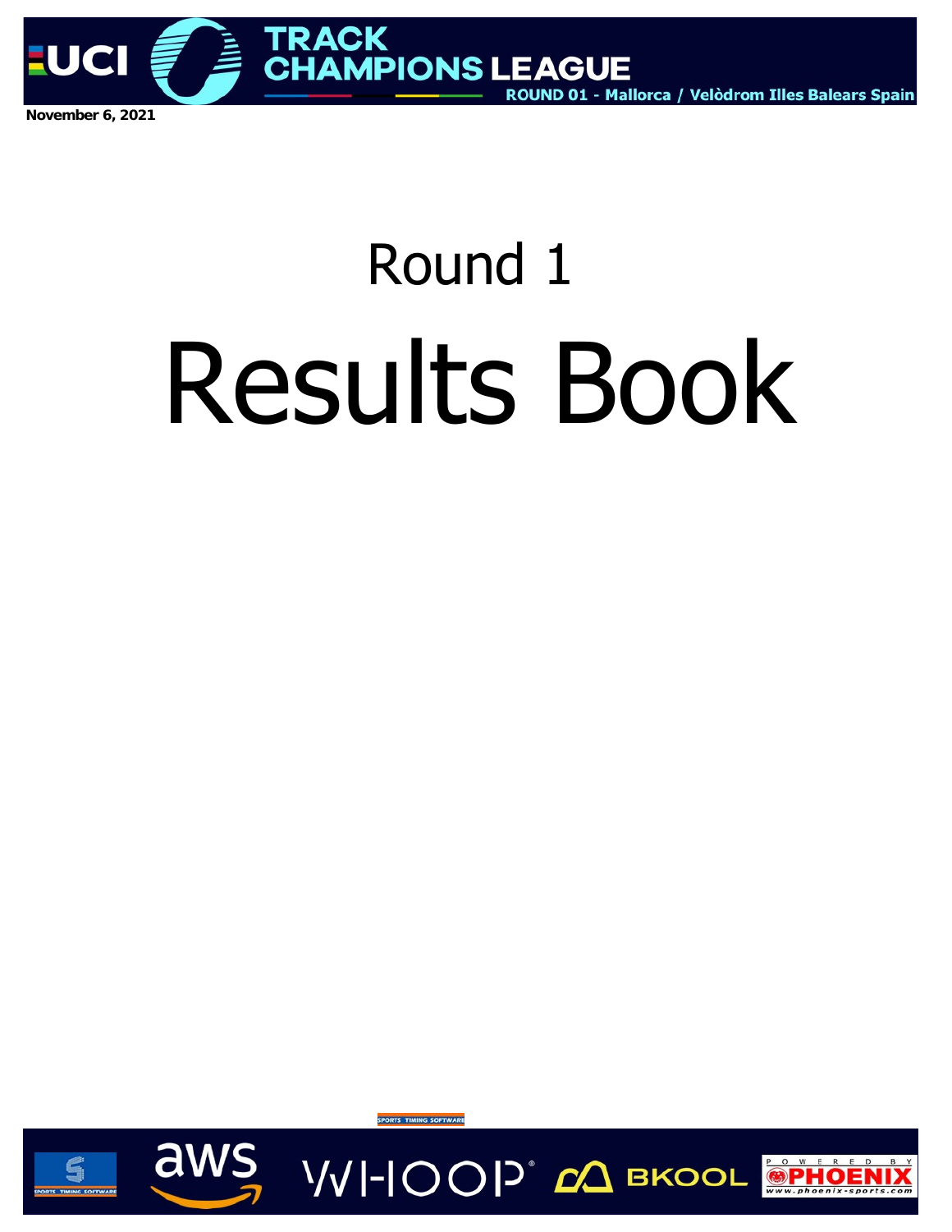UCI TRACK CHAMPIONS LEAGUE

ROUND 01 - Mallorca / Velòdrom Illes Balears Spain

November 6, 2021

# Round 1

# Results Book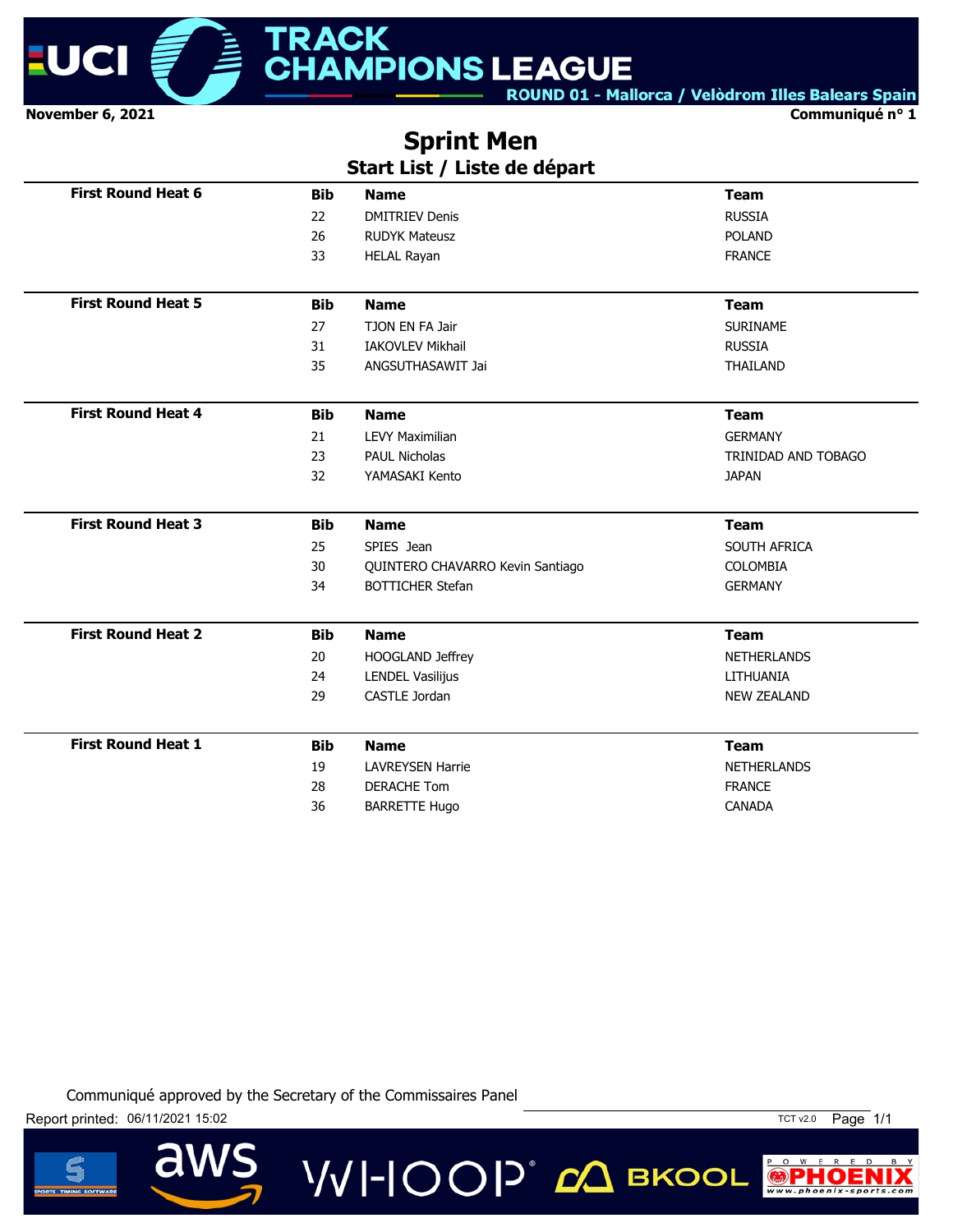November 6, 2021

Communiqué n° 1

# Sprint Men

## Start List / Liste de départ

| First Round Heat 6 | Bib | Name | Team |
|---|---|---|---|
| | 22 | DMITRIEV Denis | RUSSIA |
| | 26 | RUDYK Mateusz | POLAND |
| | 33 | HELAL Rayan | FRANCE |

| First Round Heat 5 | Bib | Name | Team |
|---|---|---|---|
| | 27 | TJON EN FA Jair | SURINAME |
| | 31 | IAKOVLEV Mikhail | RUSSIA |
| | 35 | ANGSUTHASAWIT Jai | THAILAND |

| First Round Heat 4 | Bib | Name | Team |
|---|---|---|---|
| | 21 | LEVY Maximilian | GERMANY |
| | 23 | PAUL Nicholas | TRINIDAD AND TOBAGO |
| | 32 | YAMASAKI Kento | JAPAN |

| First Round Heat 3 | Bib | Name | Team |
|---|---|---|---|
| | 25 | SPIES Jean | SOUTH AFRICA |
| | 30 | QUINTERO CHAVARRO Kevin Santiago | COLOMBIA |
| | 34 | BOTTICHER Stefan | GERMANY |

| First Round Heat 2 | Bib | Name | Team |
|---|---|---|---|
| | 20 | HOOGLAND Jeffrey | NETHERLANDS |
| | 24 | LENDEL Vasilijus | LITHUANIA |
| | 29 | CASTLE Jordan | NEW ZEALAND |

| First Round Heat 1 | Bib | Name | Team |
|---|---|---|---|
| | 19 | LAVREYSEN Harrie | NETHERLANDS |
| | 28 | DERACHE Tom | FRANCE |
| | 36 | BARRETTE Hugo | CANADA |

Communiqué approved by the Secretary of the Commissaires Panel

Report printed: 06/11/2021 15:02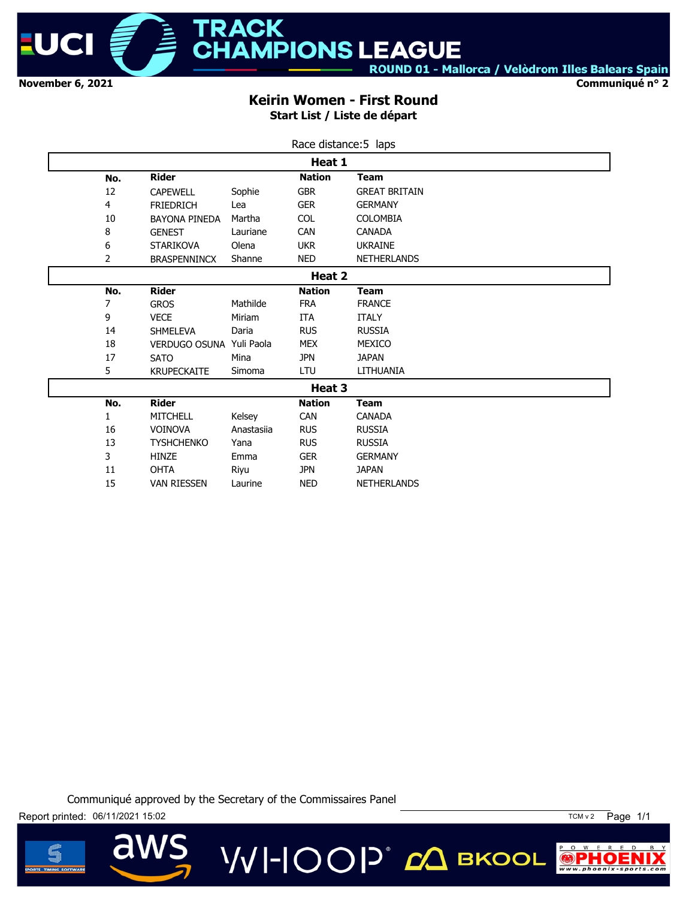November 6, 2021

Communiqué n° 2

ROUND 01 - Mallorca / Velòdrom Illes Balears Spain

# Keirin Women - First Round

## Start List / Liste de départ

Race distance:5 laps

### Heat 1

| No. | Rider | | Nation | Team |
|---|---|---|---|---|
| 12 | CAPEWELL | Sophie | GBR | GREAT BRITAIN |
| 4 | FRIEDRICH | Lea | GER | GERMANY |
| 10 | BAYONA PINEDA | Martha | COL | COLOMBIA |
| 8 | GENEST | Lauriane | CAN | CANADA |
| 6 | STARIKOVA | Olena | UKR | UKRAINE |
| 2 | BRASPENNINCX | Shanne | NED | NETHERLANDS |

### Heat 2

| No. | Rider | | Nation | Team |
|---|---|---|---|---|
| 7 | GROS | Mathilde | FRA | FRANCE |
| 9 | VECE | Miriam | ITA | ITALY |
| 14 | SHMELEVA | Daria | RUS | RUSSIA |
| 18 | VERDUGO OSUNA | Yuli Paola | MEX | MEXICO |
| 17 | SATO | Mina | JPN | JAPAN |
| 5 | KRUPECKAITE | Simoma | LTU | LITHUANIA |

### Heat 3

| No. | Rider | | Nation | Team |
|---|---|---|---|---|
| 1 | MITCHELL | Kelsey | CAN | CANADA |
| 16 | VOINOVA | Anastasiia | RUS | RUSSIA |
| 13 | TYSHCHENKO | Yana | RUS | RUSSIA |
| 3 | HINZE | Emma | GER | GERMANY |
| 11 | OHTA | Riyu | JPN | JAPAN |
| 15 | VAN RIESSEN | Laurine | NED | NETHERLANDS |

Communiqué approved by the Secretary of the Commissaires Panel

Report printed: 06/11/2021 15:02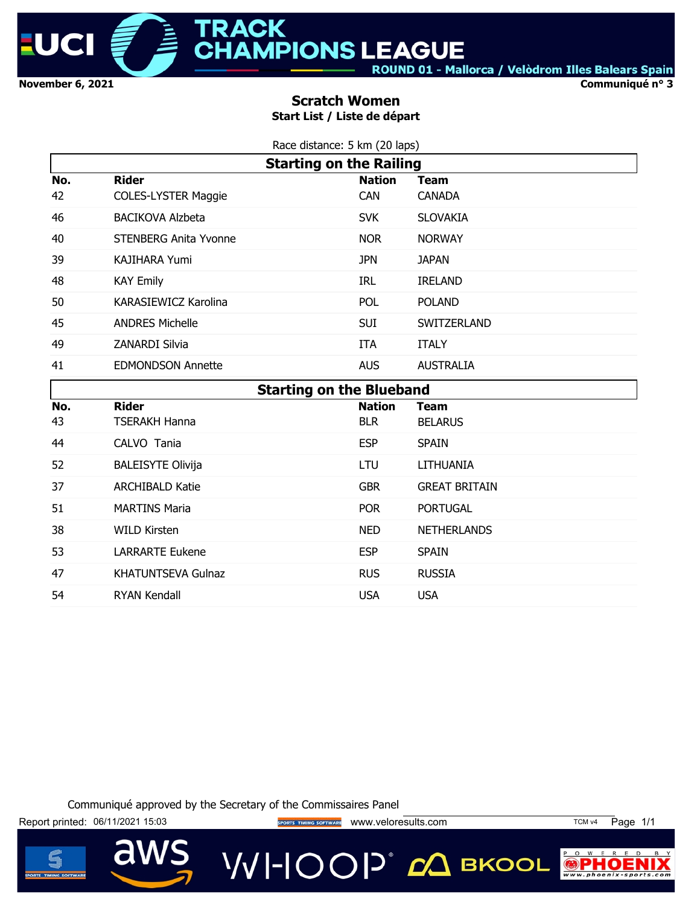**November 6, 2021** | **Communiqué n° 3**

# Scratch Women

**Start List / Liste de départ**

Race distance: 5 km (20 laps)

## Starting on the Railing

| No. | Rider | Nation | Team |
|---|---|---|---|
| 42 | COLES-LYSTER Maggie | CAN | CANADA |
| 46 | BACIKOVA Alzbeta | SVK | SLOVAKIA |
| 40 | STENBERG Anita Yvonne | NOR | NORWAY |
| 39 | KAJIHARA Yumi | JPN | JAPAN |
| 48 | KAY Emily | IRL | IRELAND |
| 50 | KARASIEWICZ Karolina | POL | POLAND |
| 45 | ANDRES Michelle | SUI | SWITZERLAND |
| 49 | ZANARDI Silvia | ITA | ITALY |
| 41 | EDMONDSON Annette | AUS | AUSTRALIA |

## Starting on the Blueband

| No. | Rider | Nation | Team |
|---|---|---|---|
| 43 | TSERAKH Hanna | BLR | BELARUS |
| 44 | CALVO Tania | ESP | SPAIN |
| 52 | BALEISYTE Olivija | LTU | LITHUANIA |
| 37 | ARCHIBALD Katie | GBR | GREAT BRITAIN |
| 51 | MARTINS Maria | POR | PORTUGAL |
| 38 | WILD Kirsten | NED | NETHERLANDS |
| 53 | LARRARTE Eukene | ESP | SPAIN |
| 47 | KHATUNTSEVA Gulnaz | RUS | RUSSIA |
| 54 | RYAN Kendall | USA | USA |

Communiqué approved by the Secretary of the Commissaires Panel

Report printed: 06/11/2021 15:03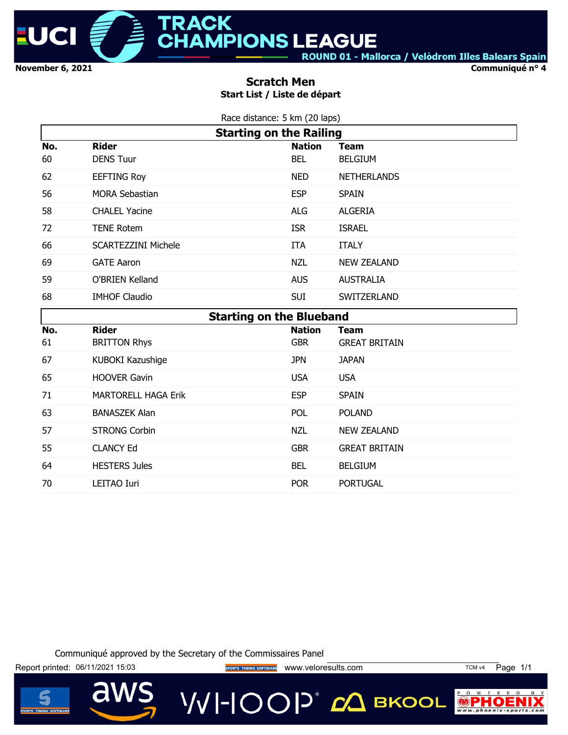November 6, 2021

Communiqué n° 4

# Scratch Men

## Start List / Liste de départ

Race distance: 5 km (20 laps)

### Starting on the Railing

| No. | Rider | Nation | Team |
|---|---|---|---|
| 60 | DENS Tuur | BEL | BELGIUM |
| 62 | EEFTING Roy | NED | NETHERLANDS |
| 56 | MORA Sebastian | ESP | SPAIN |
| 58 | CHALEL Yacine | ALG | ALGERIA |
| 72 | TENE Rotem | ISR | ISRAEL |
| 66 | SCARTEZZINI Michele | ITA | ITALY |
| 69 | GATE Aaron | NZL | NEW ZEALAND |
| 59 | O'BRIEN Kelland | AUS | AUSTRALIA |
| 68 | IMHOF Claudio | SUI | SWITZERLAND |

### Starting on the Blueband

| No. | Rider | Nation | Team |
|---|---|---|---|
| 61 | BRITTON Rhys | GBR | GREAT BRITAIN |
| 67 | KUBOKI Kazushige | JPN | JAPAN |
| 65 | HOOVER Gavin | USA | USA |
| 71 | MARTORELL HAGA Erik | ESP | SPAIN |
| 63 | BANASZEK Alan | POL | POLAND |
| 57 | STRONG Corbin | NZL | NEW ZEALAND |
| 55 | CLANCY Ed | GBR | GREAT BRITAIN |
| 64 | HESTERS Jules | BEL | BELGIUM |
| 70 | LEITAO Iuri | POR | PORTUGAL |

Communiqué approved by the Secretary of the Commissaires Panel

Report printed: 06/11/2021 15:03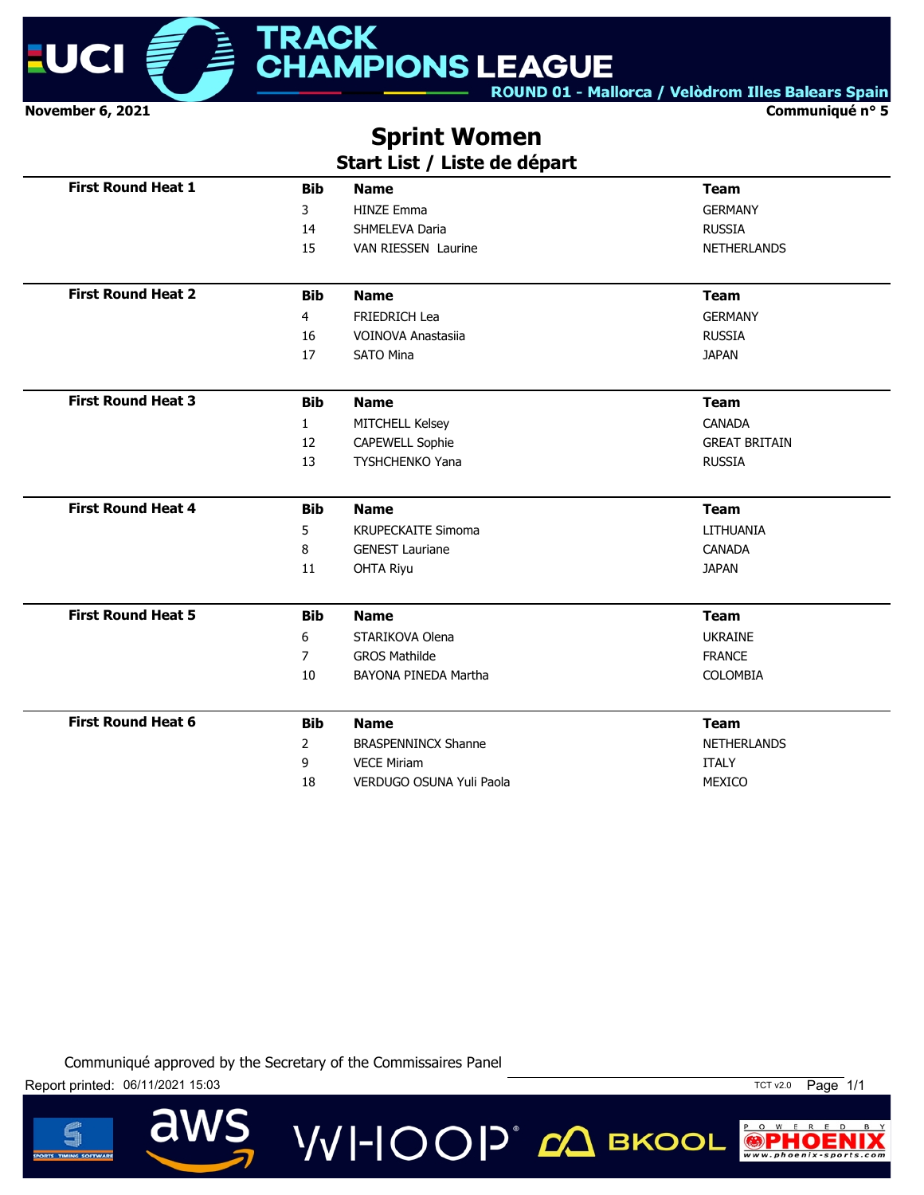November 6, 2021

Communiqué n° 5

# Sprint Women

## Start List / Liste de départ

| | Bib | Name | Team |
|---|---|---|---|
| **First Round Heat 1** | 3 | HINZE Emma | GERMANY |
| | 14 | SHMELEVA Daria | RUSSIA |
| | 15 | VAN RIESSEN Laurine | NETHERLANDS |
| **First Round Heat 2** | 4 | FRIEDRICH Lea | GERMANY |
| | 16 | VOINOVA Anastasiia | RUSSIA |
| | 17 | SATO Mina | JAPAN |
| **First Round Heat 3** | 1 | MITCHELL Kelsey | CANADA |
| | 12 | CAPEWELL Sophie | GREAT BRITAIN |
| | 13 | TYSHCHENKO Yana | RUSSIA |
| **First Round Heat 4** | 5 | KRUPECKAITE Simoma | LITHUANIA |
| | 8 | GENEST Lauriane | CANADA |
| | 11 | OHTA Riyu | JAPAN |
| **First Round Heat 5** | 6 | STARIKOVA Olena | UKRAINE |
| | 7 | GROS Mathilde | FRANCE |
| | 10 | BAYONA PINEDA Martha | COLOMBIA |
| **First Round Heat 6** | 2 | BRASPENNINCX Shanne | NETHERLANDS |
| | 9 | VECE Miriam | ITALY |
| | 18 | VERDUGO OSUNA Yuli Paola | MEXICO |

Communiqué approved by the Secretary of the Commissaires Panel

Report printed: 06/11/2021 15:03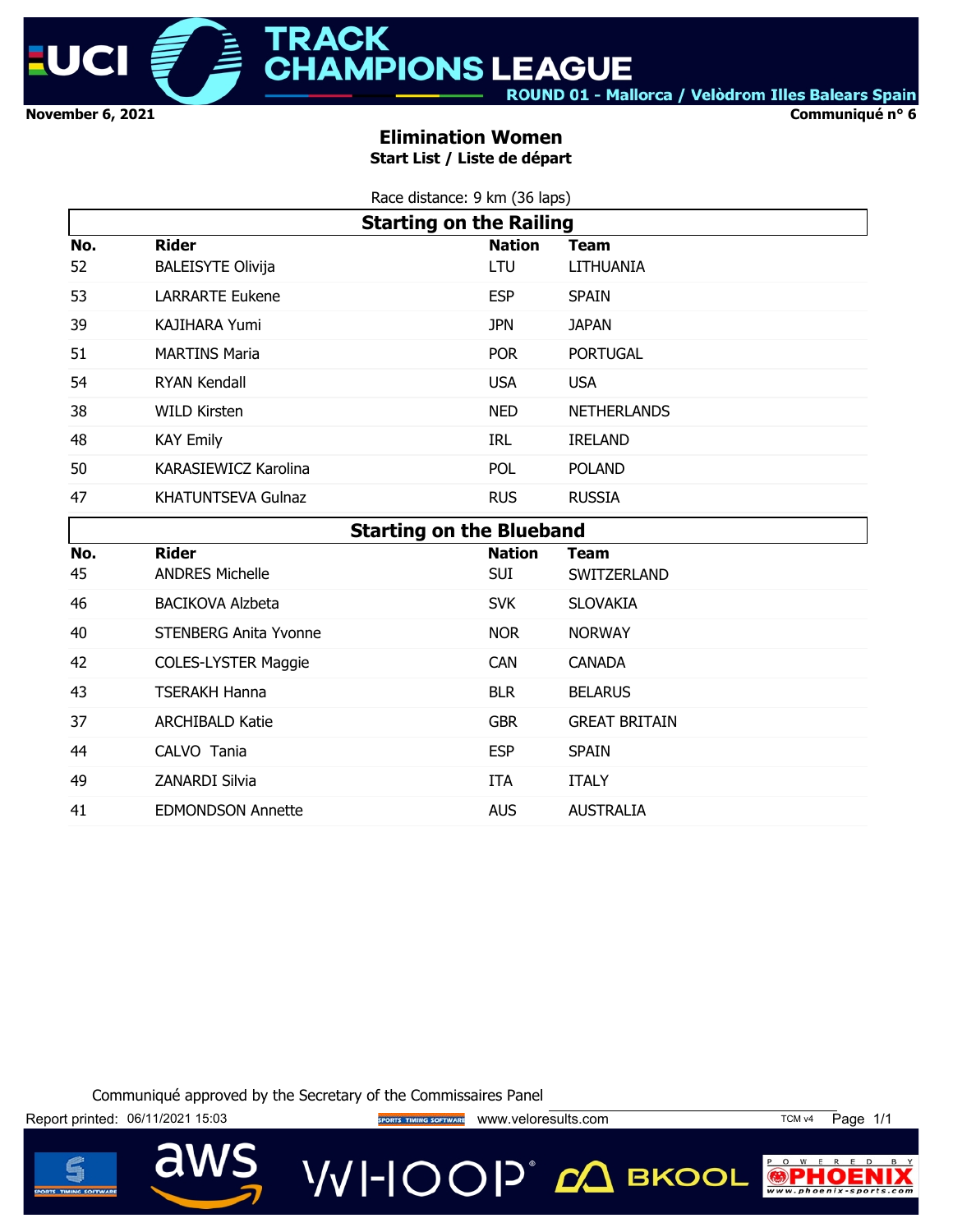November 6, 2021

Communiqué n° 6

# Elimination Women

**Start List / Liste de départ**

Race distance: 9 km (36 laps)

## Starting on the Railing

| No. | Rider | Nation | Team |
|---|---|---|---|
| 52 | BALEISYTE Olivija | LTU | LITHUANIA |
| 53 | LARRARTE Eukene | ESP | SPAIN |
| 39 | KAJIHARA Yumi | JPN | JAPAN |
| 51 | MARTINS Maria | POR | PORTUGAL |
| 54 | RYAN Kendall | USA | USA |
| 38 | WILD Kirsten | NED | NETHERLANDS |
| 48 | KAY Emily | IRL | IRELAND |
| 50 | KARASIEWICZ Karolina | POL | POLAND |
| 47 | KHATUNTSEVA Gulnaz | RUS | RUSSIA |

## Starting on the Blueband

| No. | Rider | Nation | Team |
|---|---|---|---|
| 45 | ANDRES Michelle | SUI | SWITZERLAND |
| 46 | BACIKOVA Alzbeta | SVK | SLOVAKIA |
| 40 | STENBERG Anita Yvonne | NOR | NORWAY |
| 42 | COLES-LYSTER Maggie | CAN | CANADA |
| 43 | TSERAKH Hanna | BLR | BELARUS |
| 37 | ARCHIBALD Katie | GBR | GREAT BRITAIN |
| 44 | CALVO Tania | ESP | SPAIN |
| 49 | ZANARDI Silvia | ITA | ITALY |
| 41 | EDMONDSON Annette | AUS | AUSTRALIA |

Communiqué approved by the Secretary of the Commissaires Panel

Report printed: 06/11/2021 15:03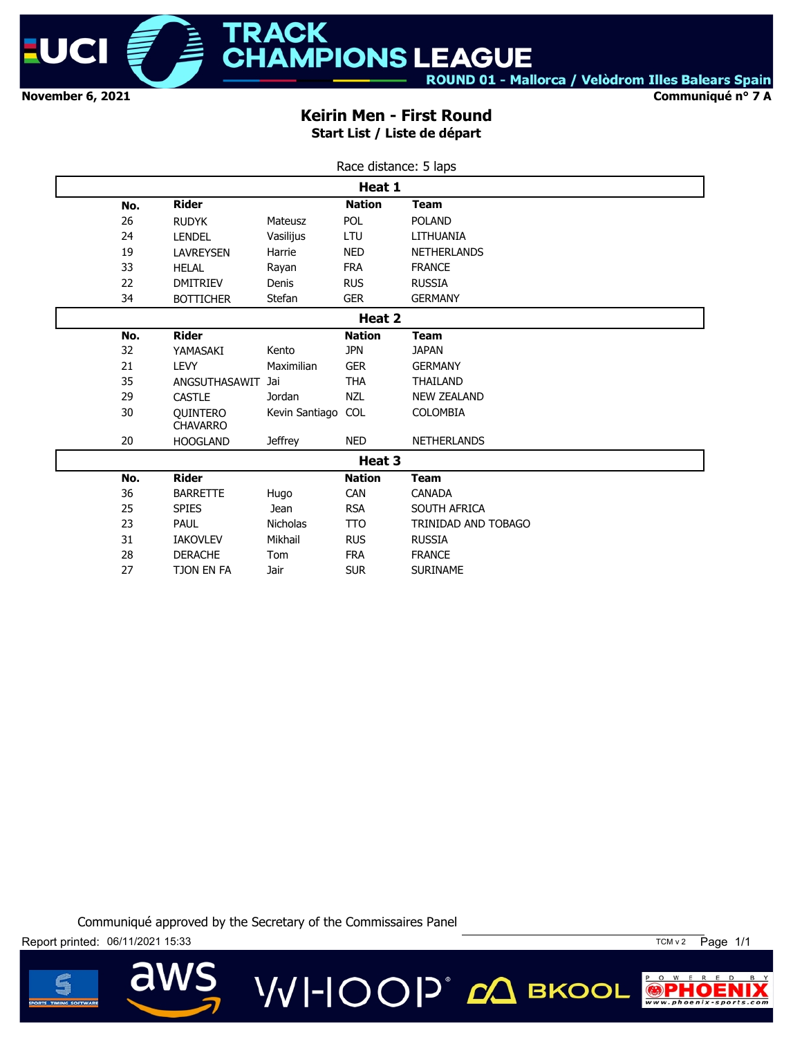November 6, 2021

Communiqué n° 7 A

ROUND 01 - Mallorca / Velòdrom Illes Balears Spain

# Keirin Men - First Round

## Start List / Liste de départ

Race distance: 5 laps

### Heat 1

| No. | Rider | | Nation | Team |
|---|---|---|---|---|
| 26 | RUDYK | Mateusz | POL | POLAND |
| 24 | LENDEL | Vasilijus | LTU | LITHUANIA |
| 19 | LAVREYSEN | Harrie | NED | NETHERLANDS |
| 33 | HELAL | Rayan | FRA | FRANCE |
| 22 | DMITRIEV | Denis | RUS | RUSSIA |
| 34 | BOTTICHER | Stefan | GER | GERMANY |

### Heat 2

| No. | Rider | | Nation | Team |
|---|---|---|---|---|
| 32 | YAMASAKI | Kento | JPN | JAPAN |
| 21 | LEVY | Maximilian | GER | GERMANY |
| 35 | ANGSUTHASAWIT | Jai | THA | THAILAND |
| 29 | CASTLE | Jordan | NZL | NEW ZEALAND |
| 30 | QUINTERO CHAVARRO | Kevin Santiago | COL | COLOMBIA |
| 20 | HOOGLAND | Jeffrey | NED | NETHERLANDS |

### Heat 3

| No. | Rider | | Nation | Team |
|---|---|---|---|---|
| 36 | BARRETTE | Hugo | CAN | CANADA |
| 25 | SPIES | Jean | RSA | SOUTH AFRICA |
| 23 | PAUL | Nicholas | TTO | TRINIDAD AND TOBAGO |
| 31 | IAKOVLEV | Mikhail | RUS | RUSSIA |
| 28 | DERACHE | Tom | FRA | FRANCE |
| 27 | TJON EN FA | Jair | SUR | SURINAME |

Communiqué approved by the Secretary of the Commissaires Panel

Report printed: 06/11/2021 15:33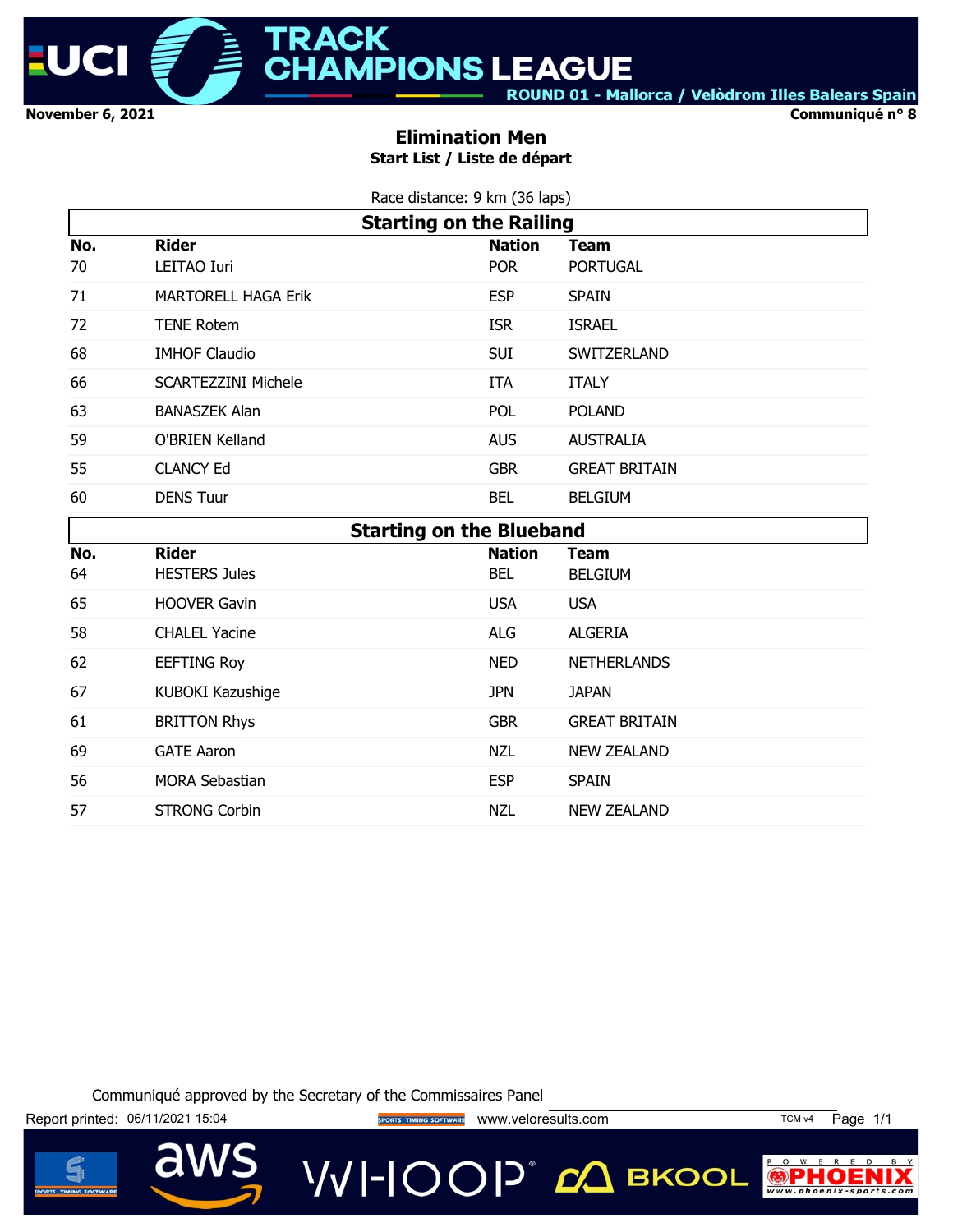UCI TRACK CHAMPIONS LEAGUE

ROUND 01 - Mallorca / Velòdrom Illes Balears Spain

November 6, 2021

Communiqué n° 8

# Elimination Men

## Start List / Liste de départ

Race distance: 9 km (36 laps)

### Starting on the Railing

| No. | Rider | Nation | Team |
|---|---|---|---|
| 70 | LEITAO Iuri | POR | PORTUGAL |
| 71 | MARTORELL HAGA Erik | ESP | SPAIN |
| 72 | TENE Rotem | ISR | ISRAEL |
| 68 | IMHOF Claudio | SUI | SWITZERLAND |
| 66 | SCARTEZZINI Michele | ITA | ITALY |
| 63 | BANASZEK Alan | POL | POLAND |
| 59 | O'BRIEN Kelland | AUS | AUSTRALIA |
| 55 | CLANCY Ed | GBR | GREAT BRITAIN |
| 60 | DENS Tuur | BEL | BELGIUM |

### Starting on the Blueband

| No. | Rider | Nation | Team |
|---|---|---|---|
| 64 | HESTERS Jules | BEL | BELGIUM |
| 65 | HOOVER Gavin | USA | USA |
| 58 | CHALEL Yacine | ALG | ALGERIA |
| 62 | EEFTING Roy | NED | NETHERLANDS |
| 67 | KUBOKI Kazushige | JPN | JAPAN |
| 61 | BRITTON Rhys | GBR | GREAT BRITAIN |
| 69 | GATE Aaron | NZL | NEW ZEALAND |
| 56 | MORA Sebastian | ESP | SPAIN |
| 57 | STRONG Corbin | NZL | NEW ZEALAND |

Communiqué approved by the Secretary of the Commissaires Panel

Report printed: 06/11/2021 15:04 www.veloresults.com TCM v4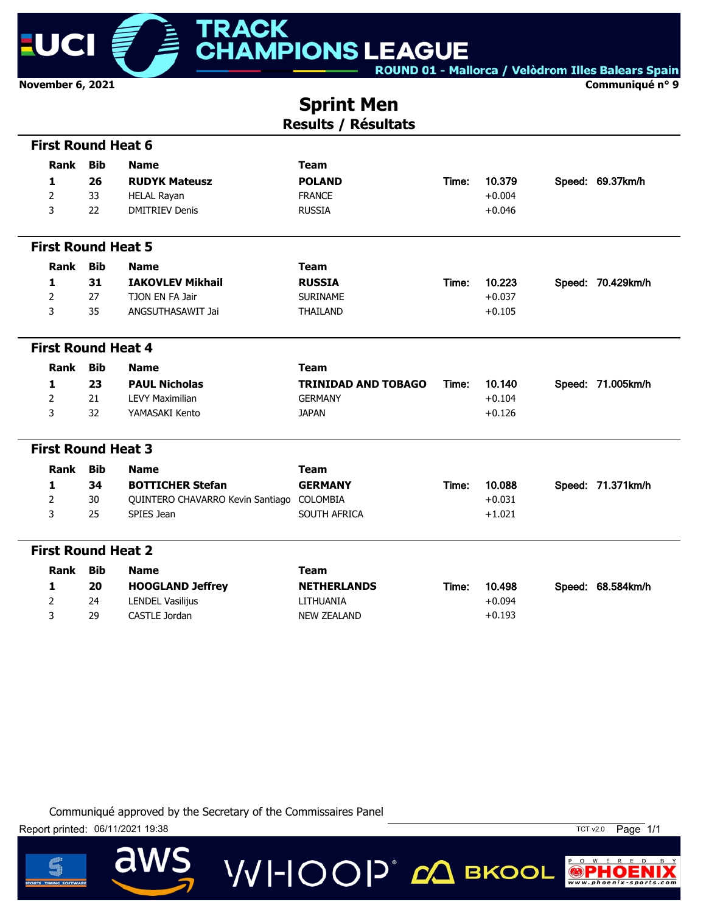November 6, 2021

Communiqué n° 9

# Sprint Men

## Results / Résultats

### First Round Heat 6

| Rank | Bib | Name | Team | | | | |
|---|---|---|---|---|---|---|---|
| **1** | **26** | **RUDYK Mateusz** | **POLAND** | Time: | 10.379 | Speed: | 69.37km/h |
| 2 | 33 | HELAL Rayan | FRANCE | | +0.004 | | |
| 3 | 22 | DMITRIEV Denis | RUSSIA | | +0.046 | | |

### First Round Heat 5

| Rank | Bib | Name | Team | | | | |
|---|---|---|---|---|---|---|---|
| **1** | **31** | **IAKOVLEV Mikhail** | **RUSSIA** | Time: | 10.223 | Speed: | 70.429km/h |
| 2 | 27 | TJON EN FA Jair | SURINAME | | +0.037 | | |
| 3 | 35 | ANGSUTHASAWIT Jai | THAILAND | | +0.105 | | |

### First Round Heat 4

| Rank | Bib | Name | Team | | | | |
|---|---|---|---|---|---|---|---|
| **1** | **23** | **PAUL Nicholas** | **TRINIDAD AND TOBAGO** | Time: | 10.140 | Speed: | 71.005km/h |
| 2 | 21 | LEVY Maximilian | GERMANY | | +0.104 | | |
| 3 | 32 | YAMASAKI Kento | JAPAN | | +0.126 | | |

### First Round Heat 3

| Rank | Bib | Name | Team | | | | |
|---|---|---|---|---|---|---|---|
| **1** | **34** | **BOTTICHER Stefan** | **GERMANY** | Time: | 10.088 | Speed: | 71.371km/h |
| 2 | 30 | QUINTERO CHAVARRO Kevin Santiago | COLOMBIA | | +0.031 | | |
| 3 | 25 | SPIES Jean | SOUTH AFRICA | | +1.021 | | |

### First Round Heat 2

| Rank | Bib | Name | Team | | | | |
|---|---|---|---|---|---|---|---|
| **1** | **20** | **HOOGLAND Jeffrey** | **NETHERLANDS** | Time: | 10.498 | Speed: | 68.584km/h |
| 2 | 24 | LENDEL Vasilijus | LITHUANIA | | +0.094 | | |
| 3 | 29 | CASTLE Jordan | NEW ZEALAND | | +0.193 | | |

Communiqué approved by the Secretary of the Commissaires Panel

Report printed: 06/11/2021 19:38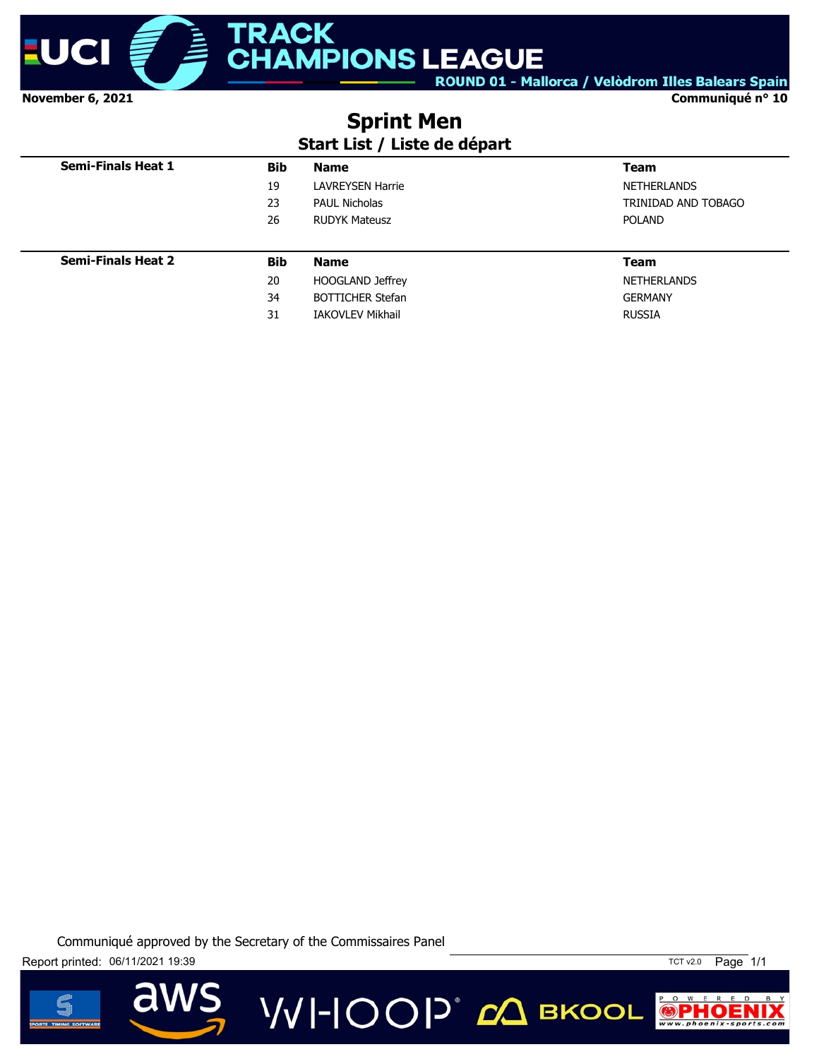UCI TRACK CHAMPIONS LEAGUE
ROUND 01 - Mallorca / Velòdrom Illes Balears Spain

November 6, 2021

Communiqué n° 10

# Sprint Men

## Start List / Liste de départ

| Semi-Finals Heat 1 | Bib | Name | Team |
|---|---|---|---|
| | 19 | LAVREYSEN Harrie | NETHERLANDS |
| | 23 | PAUL Nicholas | TRINIDAD AND TOBAGO |
| | 26 | RUDYK Mateusz | POLAND |

| Semi-Finals Heat 2 | Bib | Name | Team |
|---|---|---|---|
| | 20 | HOOGLAND Jeffrey | NETHERLANDS |
| | 34 | BOTTICHER Stefan | GERMANY |
| | 31 | IAKOVLEV Mikhail | RUSSIA |

Communiqué approved by the Secretary of the Commissaires Panel

Report printed: 06/11/2021 19:39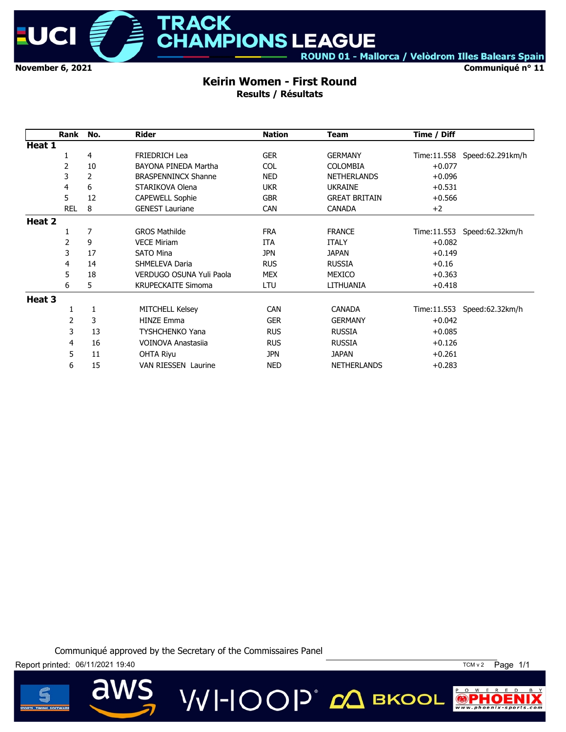UCI TRACK CHAMPIONS LEAGUE
ROUND 01 - Mallorca / Velòdrom Illes Balears Spain

November 6, 2021

Communiqué n° 11

## Keirin Women - First Round

**Results / Résultats**

| Rank | No. | Rider | Nation | Team | Time / Diff | |
|---|---|---|---|---|---|---|
| **Heat 1** | | | | | | |
| 1 | 4 | FRIEDRICH Lea | GER | GERMANY | Time:11.558 | Speed:62.291km/h |
| 2 | 10 | BAYONA PINEDA Martha | COL | COLOMBIA | +0.077 | |
| 3 | 2 | BRASPENNINCX Shanne | NED | NETHERLANDS | +0.096 | |
| 4 | 6 | STARIKOVA Olena | UKR | UKRAINE | +0.531 | |
| 5 | 12 | CAPEWELL Sophie | GBR | GREAT BRITAIN | +0.566 | |
| REL | 8 | GENEST Lauriane | CAN | CANADA | +2 | |
| **Heat 2** | | | | | | |
| 1 | 7 | GROS Mathilde | FRA | FRANCE | Time:11.553 | Speed:62.32km/h |
| 2 | 9 | VECE Miriam | ITA | ITALY | +0.082 | |
| 3 | 17 | SATO Mina | JPN | JAPAN | +0.149 | |
| 4 | 14 | SHMELEVA Daria | RUS | RUSSIA | +0.16 | |
| 5 | 18 | VERDUGO OSUNA Yuli Paola | MEX | MEXICO | +0.363 | |
| 6 | 5 | KRUPECKAITE Simoma | LTU | LITHUANIA | +0.418 | |
| **Heat 3** | | | | | | |
| 1 | 1 | MITCHELL Kelsey | CAN | CANADA | Time:11.553 | Speed:62.32km/h |
| 2 | 3 | HINZE Emma | GER | GERMANY | +0.042 | |
| 3 | 13 | TYSHCHENKO Yana | RUS | RUSSIA | +0.085 | |
| 4 | 16 | VOINOVA Anastasiia | RUS | RUSSIA | +0.126 | |
| 5 | 11 | OHTA Riyu | JPN | JAPAN | +0.261 | |
| 6 | 15 | VAN RIESSEN Laurine | NED | NETHERLANDS | +0.283 | |

Communiqué approved by the Secretary of the Commissaires Panel

Report printed: 06/11/2021 19:40

TCM v 2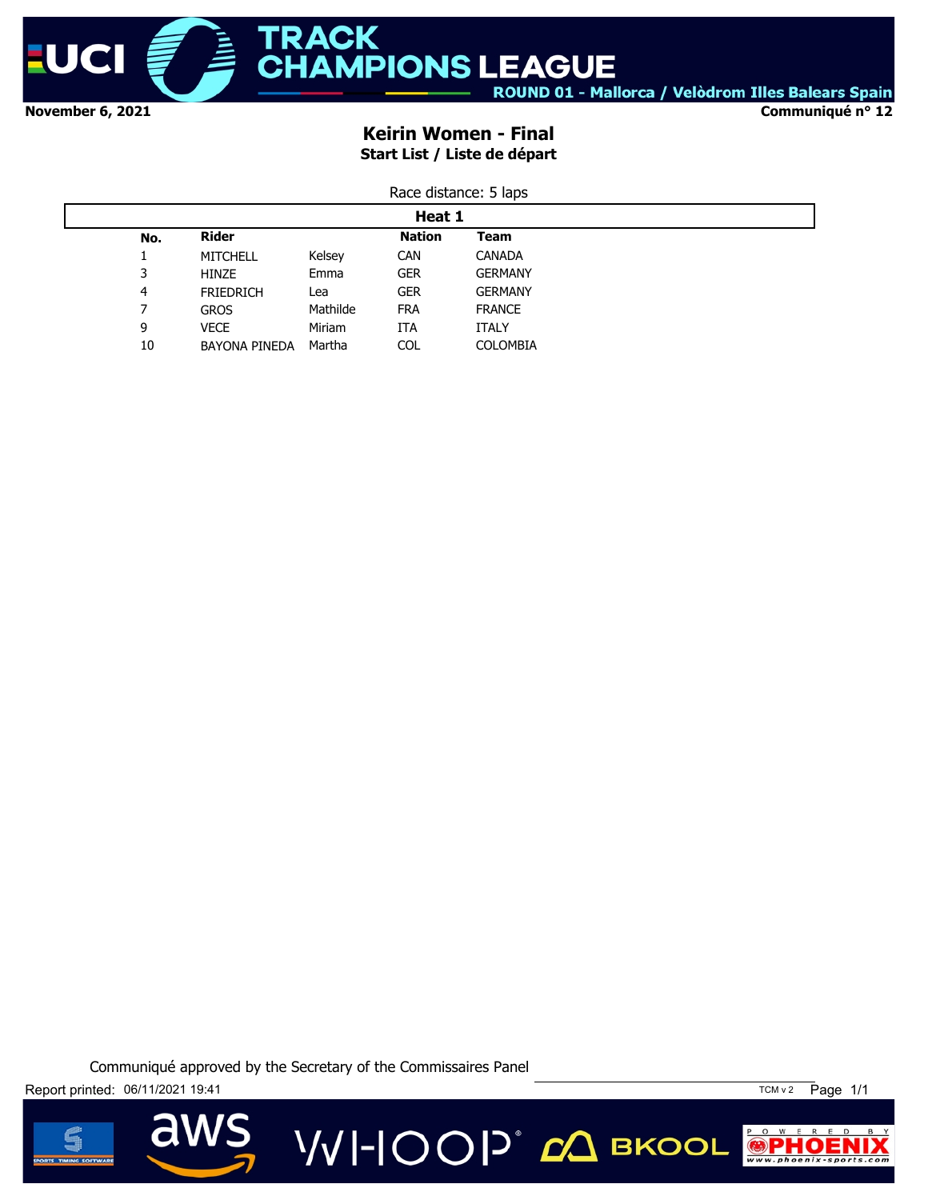November 6, 2021

Communiqué n° 12

# Keirin Women - Final

## Start List / Liste de départ

Race distance: 5 laps

### Heat 1

| No. | Rider | | Nation | Team |
|---|---|---|---|---|
| 1 | MITCHELL | Kelsey | CAN | CANADA |
| 3 | HINZE | Emma | GER | GERMANY |
| 4 | FRIEDRICH | Lea | GER | GERMANY |
| 7 | GROS | Mathilde | FRA | FRANCE |
| 9 | VECE | Miriam | ITA | ITALY |
| 10 | BAYONA PINEDA | Martha | COL | COLOMBIA |

Communiqué approved by the Secretary of the Commissaires Panel

Report printed: 06/11/2021 19:41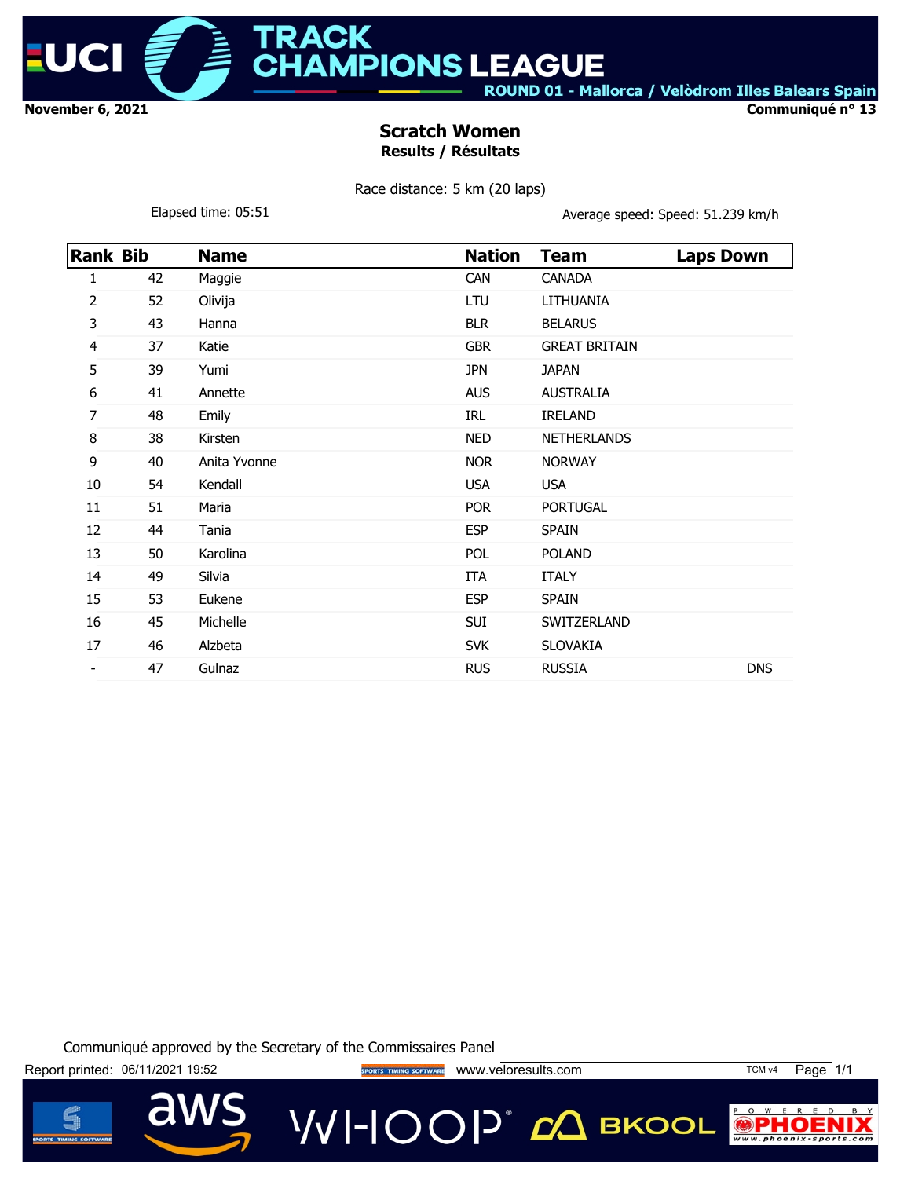# TRACK CHAMPIONS LEAGUE

ROUND 01 - Mallorca / Velòdrom Illes Balears Spain

**November 6, 2021** **Communiqué n° 13**

## Scratch Women

### Results / Résultats

Race distance: 5 km (20 laps)

Elapsed time: 05:51 Average speed: Speed: 51.239 km/h

| Rank | Bib | Name | Nation | Team | Laps Down |
|---|---|---|---|---|---|
| 1 | 42 | Maggie | CAN | CANADA | |
| 2 | 52 | Olivija | LTU | LITHUANIA | |
| 3 | 43 | Hanna | BLR | BELARUS | |
| 4 | 37 | Katie | GBR | GREAT BRITAIN | |
| 5 | 39 | Yumi | JPN | JAPAN | |
| 6 | 41 | Annette | AUS | AUSTRALIA | |
| 7 | 48 | Emily | IRL | IRELAND | |
| 8 | 38 | Kirsten | NED | NETHERLANDS | |
| 9 | 40 | Anita Yvonne | NOR | NORWAY | |
| 10 | 54 | Kendall | USA | USA | |
| 11 | 51 | Maria | POR | PORTUGAL | |
| 12 | 44 | Tania | ESP | SPAIN | |
| 13 | 50 | Karolina | POL | POLAND | |
| 14 | 49 | Silvia | ITA | ITALY | |
| 15 | 53 | Eukene | ESP | SPAIN | |
| 16 | 45 | Michelle | SUI | SWITZERLAND | |
| 17 | 46 | Alzbeta | SVK | SLOVAKIA | |
| - | 47 | Gulnaz | RUS | RUSSIA | DNS |

Communiqué approved by the Secretary of the Commissaires Panel

Report printed: 06/11/2021 19:52 www.veloresults.com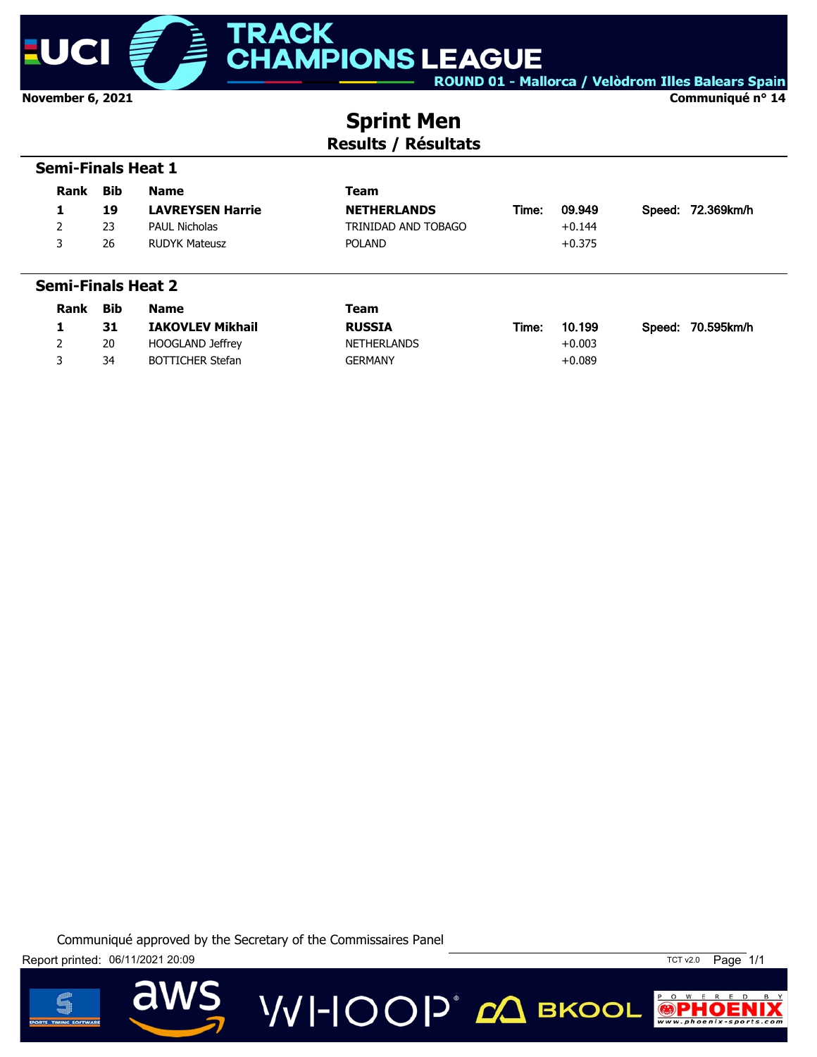November 6, 2021 — Communiqué n° 14

# Sprint Men

## Results / Résultats

### Semi-Finals Heat 1

| Rank | Bib | Name | Team | | Time | | Speed |
|---|---|---|---|---|---|---|---|
| **1** | **19** | **LAVREYSEN Harrie** | **NETHERLANDS** | Time: | 09.949 | Speed: | 72.369km/h |
| 2 | 23 | PAUL Nicholas | TRINIDAD AND TOBAGO | | +0.144 | | |
| 3 | 26 | RUDYK Mateusz | POLAND | | +0.375 | | |

### Semi-Finals Heat 2

| Rank | Bib | Name | Team | | Time | | Speed |
|---|---|---|---|---|---|---|---|
| **1** | **31** | **IAKOVLEV Mikhail** | **RUSSIA** | Time: | 10.199 | Speed: | 70.595km/h |
| 2 | 20 | HOOGLAND Jeffrey | NETHERLANDS | | +0.003 | | |
| 3 | 34 | BOTTICHER Stefan | GERMANY | | +0.089 | | |

Communiqué approved by the Secretary of the Commissaires Panel

Report printed: 06/11/2021 20:09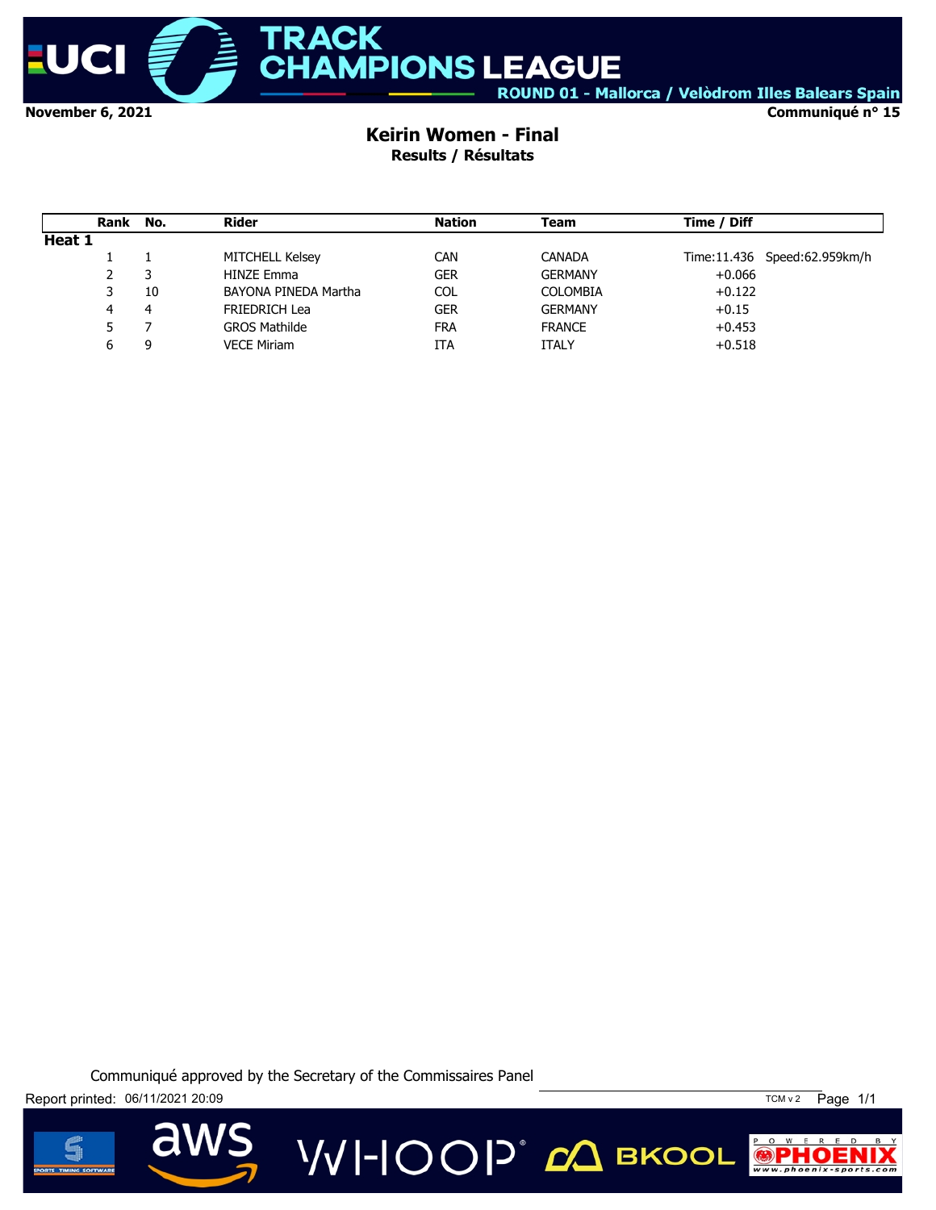November 6, 2021

Communiqué n° 15

# Keirin Women - Final

## Results / Résultats

| Rank | No. | Rider | Nation | Team | Time / Diff | |
|---|---|---|---|---|---|---|
| **Heat 1** | | | | | | |
| 1 | 1 | MITCHELL Kelsey | CAN | CANADA | Time:11.436 | Speed:62.959km/h |
| 2 | 3 | HINZE Emma | GER | GERMANY | +0.066 | |
| 3 | 10 | BAYONA PINEDA Martha | COL | COLOMBIA | +0.122 | |
| 4 | 4 | FRIEDRICH Lea | GER | GERMANY | +0.15 | |
| 5 | 7 | GROS Mathilde | FRA | FRANCE | +0.453 | |
| 6 | 9 | VECE Miriam | ITA | ITALY | +0.518 | |

Communiqué approved by the Secretary of the Commissaires Panel

Report printed: 06/11/2021 20:09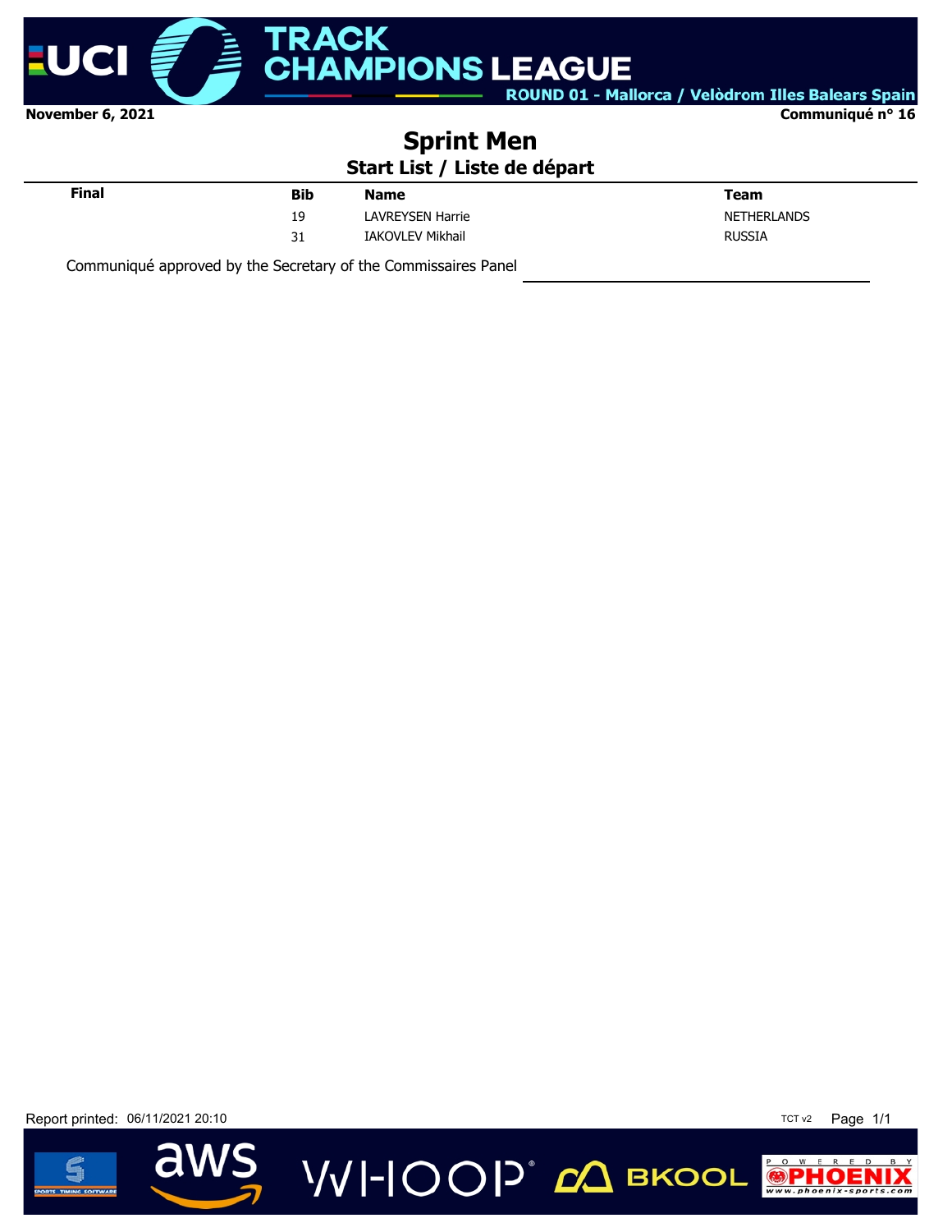November 6, 2021

Communiqué n° 16

# Sprint Men

## Start List / Liste de départ

| Final | Bib | Name | Team |
|---|---|---|---|
| | 19 | LAVREYSEN Harrie | NETHERLANDS |
| | 31 | IAKOVLEV Mikhail | RUSSIA |

Communiqué approved by the Secretary of the Commissaires Panel

Report printed: 06/11/2021 20:10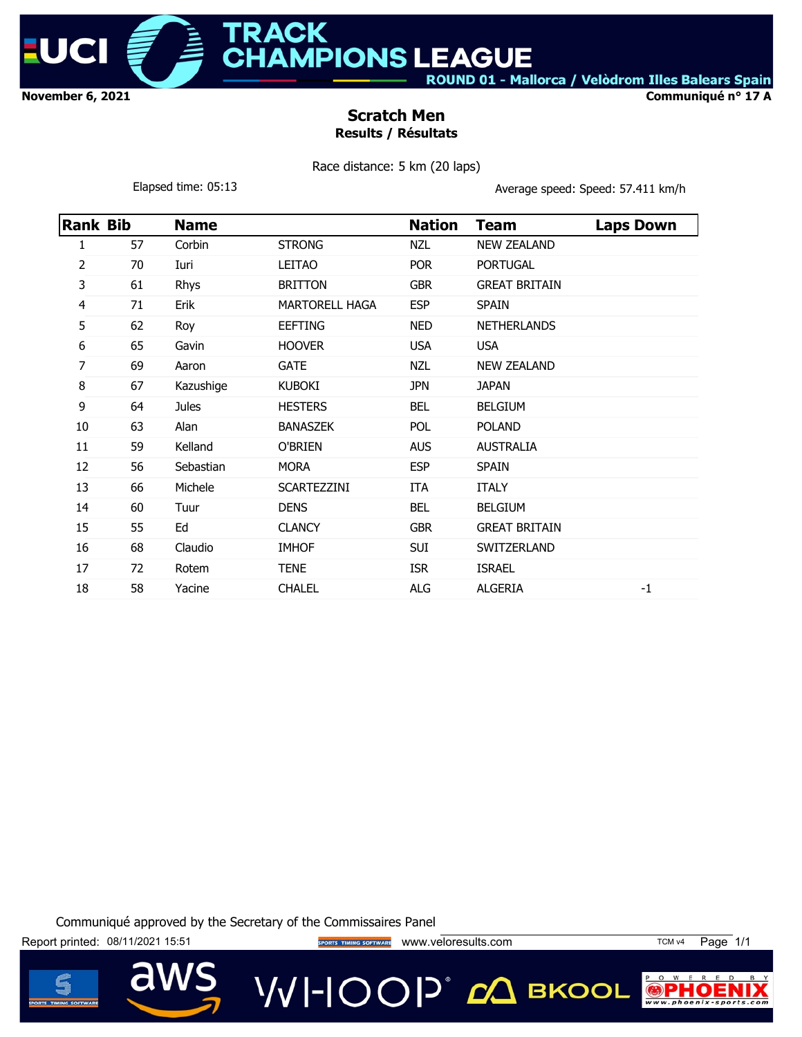November 6, 2021

Communiqué n° 17 A

## Scratch Men

### Results / Résultats

Race distance: 5 km (20 laps)

Elapsed time: 05:13

Average speed: Speed: 57.411 km/h

| Rank | Bib | Name | | Nation | Team | Laps Down |
|---|---|---|---|---|---|---|
| 1 | 57 | Corbin | STRONG | NZL | NEW ZEALAND | |
| 2 | 70 | Iuri | LEITAO | POR | PORTUGAL | |
| 3 | 61 | Rhys | BRITTON | GBR | GREAT BRITAIN | |
| 4 | 71 | Erik | MARTORELL HAGA | ESP | SPAIN | |
| 5 | 62 | Roy | EEFTING | NED | NETHERLANDS | |
| 6 | 65 | Gavin | HOOVER | USA | USA | |
| 7 | 69 | Aaron | GATE | NZL | NEW ZEALAND | |
| 8 | 67 | Kazushige | KUBOKI | JPN | JAPAN | |
| 9 | 64 | Jules | HESTERS | BEL | BELGIUM | |
| 10 | 63 | Alan | BANASZEK | POL | POLAND | |
| 11 | 59 | Kelland | O'BRIEN | AUS | AUSTRALIA | |
| 12 | 56 | Sebastian | MORA | ESP | SPAIN | |
| 13 | 66 | Michele | SCARTEZZINI | ITA | ITALY | |
| 14 | 60 | Tuur | DENS | BEL | BELGIUM | |
| 15 | 55 | Ed | CLANCY | GBR | GREAT BRITAIN | |
| 16 | 68 | Claudio | IMHOF | SUI | SWITZERLAND | |
| 17 | 72 | Rotem | TENE | ISR | ISRAEL | |
| 18 | 58 | Yacine | CHALEL | ALG | ALGERIA | -1 |

Communiqué approved by the Secretary of the Commissaires Panel

Report printed: 08/11/2021 15:51

www.veloresults.com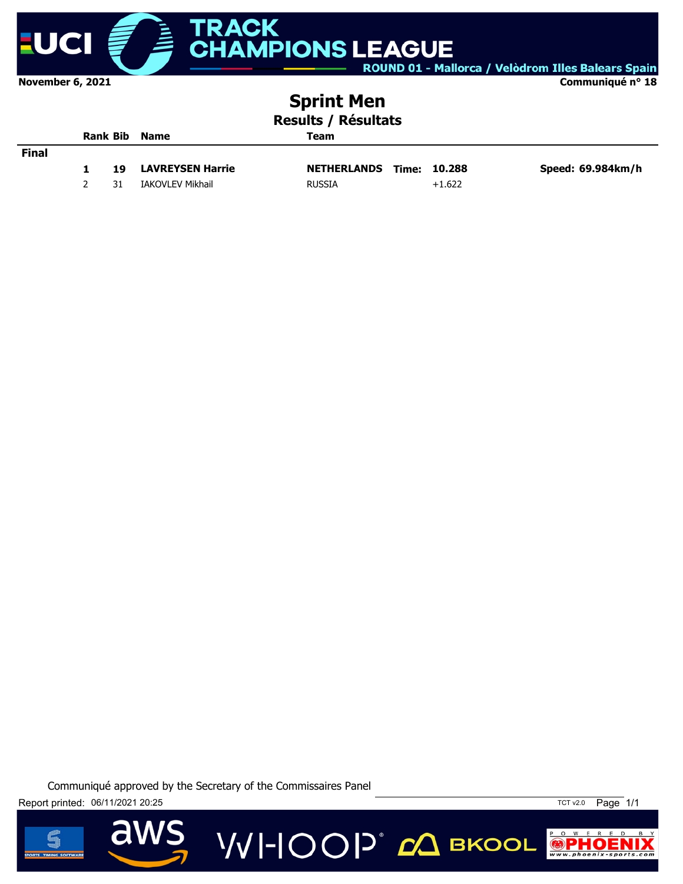November 6, 2021

Communiqué n° 18

# Sprint Men

## Results / Résultats

| | Rank | Bib | Name | Team | | | |
|---|---|---|---|---|---|---|---|
| **Final** | | | | | | | |
| | **1** | **19** | **LAVREYSEN Harrie** | **NETHERLANDS** | **Time:** | **10.288** | **Speed: 69.984km/h** |
| | 2 | 31 | IAKOVLEV Mikhail | RUSSIA | | +1.622 | |

Communiqué approved by the Secretary of the Commissaires Panel

Report printed: 06/11/2021 20:25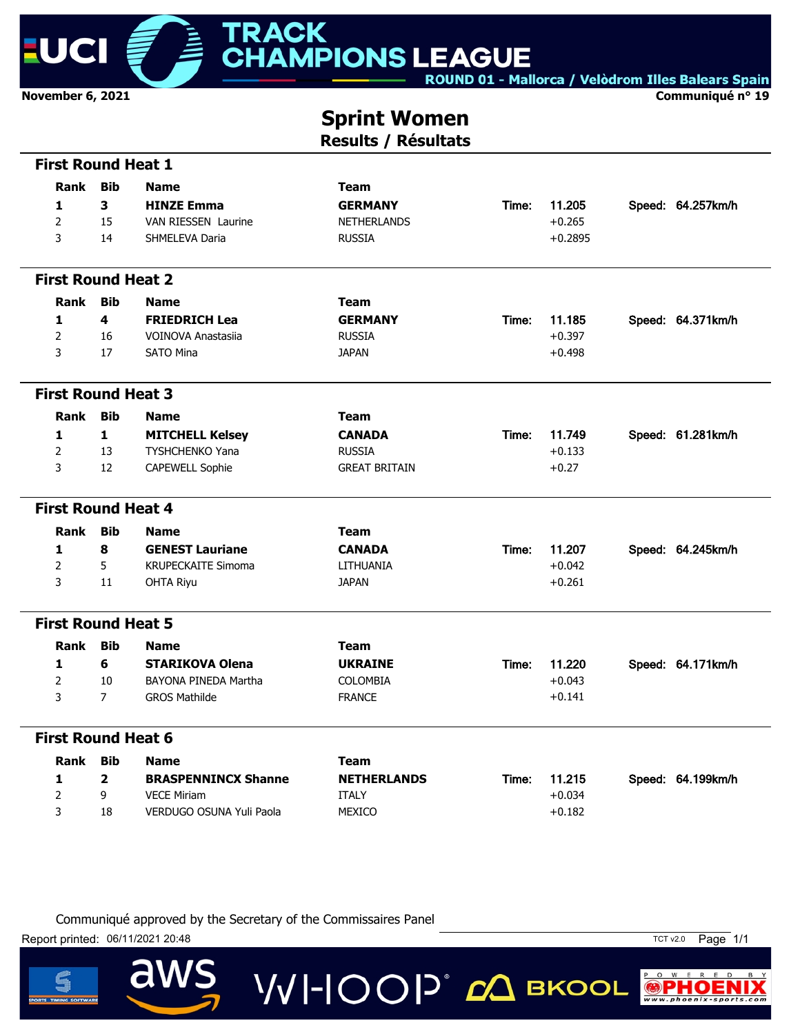UCI TRACK CHAMPIONS LEAGUE
ROUND 01 - Mallorca / Velòdrom Illes Balears Spain

November 6, 2021

Communiqué n° 19

# Sprint Women

## Results / Résultats

### First Round Heat 1

| Rank | Bib | Name | Team | | Time | | Speed |
|---|---|---|---|---|---|---|---|
| **1** | **3** | **HINZE Emma** | **GERMANY** | Time: | 11.205 | Speed: | 64.257km/h |
| 2 | 15 | VAN RIESSEN Laurine | NETHERLANDS | | +0.265 | | |
| 3 | 14 | SHMELEVA Daria | RUSSIA | | +0.2895 | | |

### First Round Heat 2

| Rank | Bib | Name | Team | | Time | | Speed |
|---|---|---|---|---|---|---|---|
| **1** | **4** | **FRIEDRICH Lea** | **GERMANY** | Time: | 11.185 | Speed: | 64.371km/h |
| 2 | 16 | VOINOVA Anastasiia | RUSSIA | | +0.397 | | |
| 3 | 17 | SATO Mina | JAPAN | | +0.498 | | |

### First Round Heat 3

| Rank | Bib | Name | Team | | Time | | Speed |
|---|---|---|---|---|---|---|---|
| **1** | **1** | **MITCHELL Kelsey** | **CANADA** | Time: | 11.749 | Speed: | 61.281km/h |
| 2 | 13 | TYSHCHENKO Yana | RUSSIA | | +0.133 | | |
| 3 | 12 | CAPEWELL Sophie | GREAT BRITAIN | | +0.27 | | |

### First Round Heat 4

| Rank | Bib | Name | Team | | Time | | Speed |
|---|---|---|---|---|---|---|---|
| **1** | **8** | **GENEST Lauriane** | **CANADA** | Time: | 11.207 | Speed: | 64.245km/h |
| 2 | 5 | KRUPECKAITE Simoma | LITHUANIA | | +0.042 | | |
| 3 | 11 | OHTA Riyu | JAPAN | | +0.261 | | |

### First Round Heat 5

| Rank | Bib | Name | Team | | Time | | Speed |
|---|---|---|---|---|---|---|---|
| **1** | **6** | **STARIKOVA Olena** | **UKRAINE** | Time: | 11.220 | Speed: | 64.171km/h |
| 2 | 10 | BAYONA PINEDA Martha | COLOMBIA | | +0.043 | | |
| 3 | 7 | GROS Mathilde | FRANCE | | +0.141 | | |

### First Round Heat 6

| Rank | Bib | Name | Team | | Time | | Speed |
|---|---|---|---|---|---|---|---|
| **1** | **2** | **BRASPENNINCX Shanne** | **NETHERLANDS** | Time: | 11.215 | Speed: | 64.199km/h |
| 2 | 9 | VECE Miriam | ITALY | | +0.034 | | |
| 3 | 18 | VERDUGO OSUNA Yuli Paola | MEXICO | | +0.182 | | |

Communiqué approved by the Secretary of the Commissaires Panel

Report printed: 06/11/2021 20:48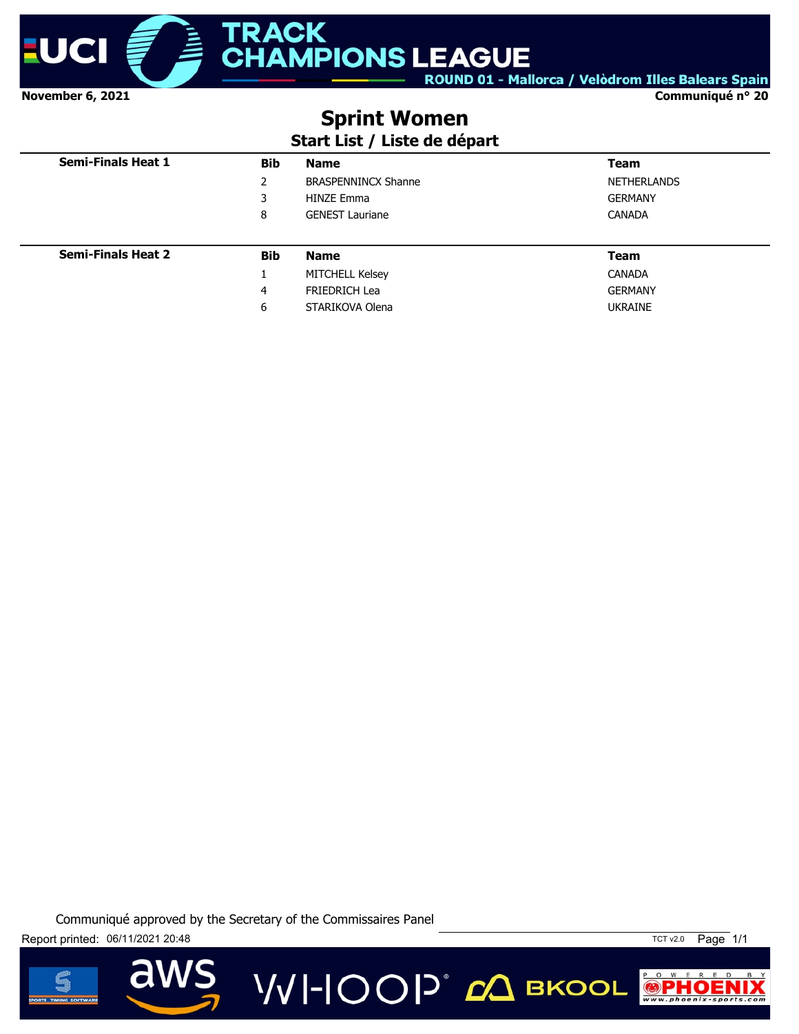November 6, 2021

Communiqué n° 20

# Sprint Women

## Start List / Liste de départ

| Semi-Finals Heat 1 | Bib | Name | Team |
|---|---|---|---|
| | 2 | BRASPENNINCX Shanne | NETHERLANDS |
| | 3 | HINZE Emma | GERMANY |
| | 8 | GENEST Lauriane | CANADA |

| Semi-Finals Heat 2 | Bib | Name | Team |
|---|---|---|---|
| | 1 | MITCHELL Kelsey | CANADA |
| | 4 | FRIEDRICH Lea | GERMANY |
| | 6 | STARIKOVA Olena | UKRAINE |

Communiqué approved by the Secretary of the Commissaires Panel

Report printed: 06/11/2021 20:48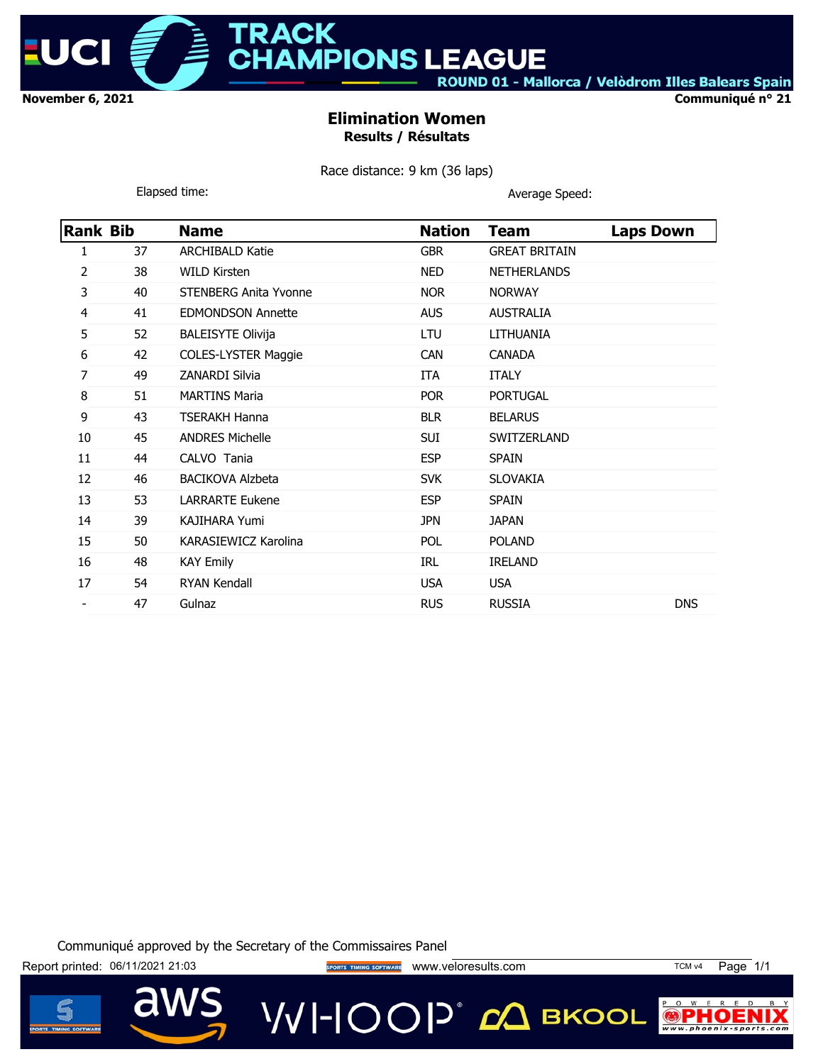November 6, 2021

Communiqué n° 21

# Elimination Women

## Results / Résultats

Race distance: 9 km (36 laps)

Elapsed time:

Average Speed:

| Rank | Bib | Name | Nation | Team | Laps Down |
|---|---|---|---|---|---|
| 1 | 37 | ARCHIBALD Katie | GBR | GREAT BRITAIN | |
| 2 | 38 | WILD Kirsten | NED | NETHERLANDS | |
| 3 | 40 | STENBERG Anita Yvonne | NOR | NORWAY | |
| 4 | 41 | EDMONDSON Annette | AUS | AUSTRALIA | |
| 5 | 52 | BALEISYTE Olivija | LTU | LITHUANIA | |
| 6 | 42 | COLES-LYSTER Maggie | CAN | CANADA | |
| 7 | 49 | ZANARDI Silvia | ITA | ITALY | |
| 8 | 51 | MARTINS Maria | POR | PORTUGAL | |
| 9 | 43 | TSERAKH Hanna | BLR | BELARUS | |
| 10 | 45 | ANDRES Michelle | SUI | SWITZERLAND | |
| 11 | 44 | CALVO Tania | ESP | SPAIN | |
| 12 | 46 | BACIKOVA Alzbeta | SVK | SLOVAKIA | |
| 13 | 53 | LARRARTE Eukene | ESP | SPAIN | |
| 14 | 39 | KAJIHARA Yumi | JPN | JAPAN | |
| 15 | 50 | KARASIEWICZ Karolina | POL | POLAND | |
| 16 | 48 | KAY Emily | IRL | IRELAND | |
| 17 | 54 | RYAN Kendall | USA | USA | |
| - | 47 | Gulnaz | RUS | RUSSIA | DNS |

Communiqué approved by the Secretary of the Commissaires Panel

Report printed: 06/11/2021 21:03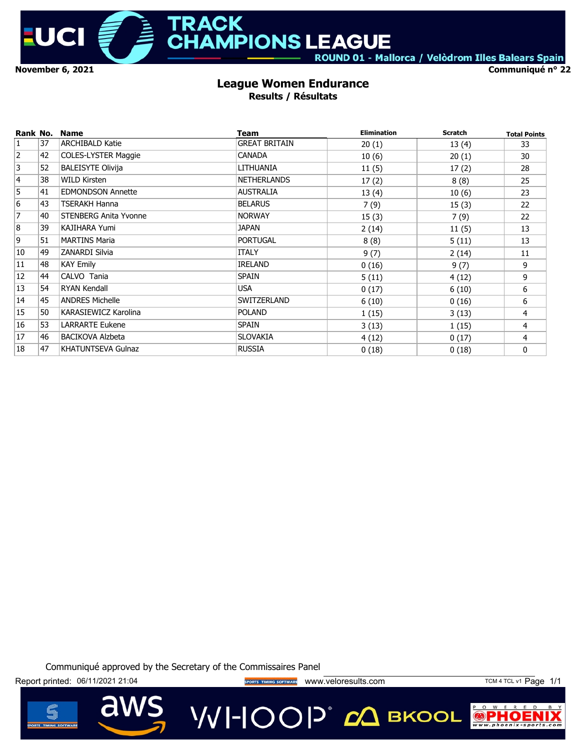# TRACK CHAMPIONS LEAGUE

ROUND 01 - Mallorca / Velòdrom Illes Balears Spain

November 6, 2021

Communiqué n° 22

## League Women Endurance

### Results / Résultats

| Rank | No. | Name | Team | Elimination | Scratch | Total Points |
|---|---|---|---|---|---|---|
| 1 | 37 | ARCHIBALD Katie | GREAT BRITAIN | 20 (1) | 13 (4) | 33 |
| 2 | 42 | COLES-LYSTER Maggie | CANADA | 10 (6) | 20 (1) | 30 |
| 3 | 52 | BALEISYTE Olivija | LITHUANIA | 11 (5) | 17 (2) | 28 |
| 4 | 38 | WILD Kirsten | NETHERLANDS | 17 (2) | 8 (8) | 25 |
| 5 | 41 | EDMONDSON Annette | AUSTRALIA | 13 (4) | 10 (6) | 23 |
| 6 | 43 | TSERAKH Hanna | BELARUS | 7 (9) | 15 (3) | 22 |
| 7 | 40 | STENBERG Anita Yvonne | NORWAY | 15 (3) | 7 (9) | 22 |
| 8 | 39 | KAJIHARA Yumi | JAPAN | 2 (14) | 11 (5) | 13 |
| 9 | 51 | MARTINS Maria | PORTUGAL | 8 (8) | 5 (11) | 13 |
| 10 | 49 | ZANARDI Silvia | ITALY | 9 (7) | 2 (14) | 11 |
| 11 | 48 | KAY Emily | IRELAND | 0 (16) | 9 (7) | 9 |
| 12 | 44 | CALVO Tania | SPAIN | 5 (11) | 4 (12) | 9 |
| 13 | 54 | RYAN Kendall | USA | 0 (17) | 6 (10) | 6 |
| 14 | 45 | ANDRES Michelle | SWITZERLAND | 6 (10) | 0 (16) | 6 |
| 15 | 50 | KARASIEWICZ Karolina | POLAND | 1 (15) | 3 (13) | 4 |
| 16 | 53 | LARRARTE Eukene | SPAIN | 3 (13) | 1 (15) | 4 |
| 17 | 46 | BACIKOVA Alzbeta | SLOVAKIA | 4 (12) | 0 (17) | 4 |
| 18 | 47 | KHATUNTSEVA Gulnaz | RUSSIA | 0 (18) | 0 (18) | 0 |

Communiqué approved by the Secretary of the Commissaires Panel

Report printed: 06/11/2021 21:04 www.veloresults.com TCM 4 TCL v1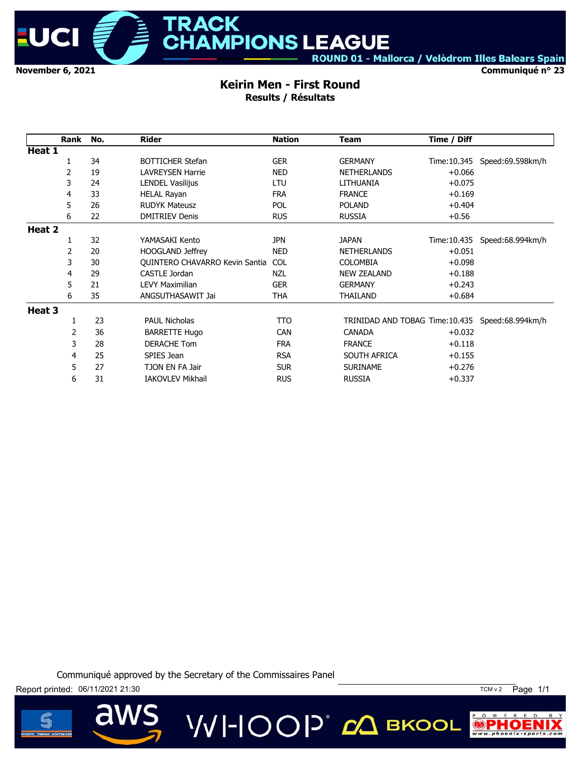# TRACK CHAMPIONS LEAGUE

ROUND 01 - Mallorca / Velòdrom Illes Balears Spain

November 6, 2021

Communiqué n° 23

## Keirin Men - First Round

### Results / Résultats

| Rank | No. | Rider | Nation | Team | Time / Diff | |
|---|---|---|---|---|---|---|
| **Heat 1** | | | | | | |
| 1 | 34 | BOTTICHER Stefan | GER | GERMANY | Time:10.345 | Speed:69.598km/h |
| 2 | 19 | LAVREYSEN Harrie | NED | NETHERLANDS | +0.066 | |
| 3 | 24 | LENDEL Vasilijus | LTU | LITHUANIA | +0.075 | |
| 4 | 33 | HELAL Rayan | FRA | FRANCE | +0.169 | |
| 5 | 26 | RUDYK Mateusz | POL | POLAND | +0.404 | |
| 6 | 22 | DMITRIEV Denis | RUS | RUSSIA | +0.56 | |
| **Heat 2** | | | | | | |
| 1 | 32 | YAMASAKI Kento | JPN | JAPAN | Time:10.435 | Speed:68.994km/h |
| 2 | 20 | HOOGLAND Jeffrey | NED | NETHERLANDS | +0.051 | |
| 3 | 30 | QUINTERO CHAVARRO Kevin Santia | COL | COLOMBIA | +0.098 | |
| 4 | 29 | CASTLE Jordan | NZL | NEW ZEALAND | +0.188 | |
| 5 | 21 | LEVY Maximilian | GER | GERMANY | +0.243 | |
| 6 | 35 | ANGSUTHASAWIT Jai | THA | THAILAND | +0.684 | |
| **Heat 3** | | | | | | |
| 1 | 23 | PAUL Nicholas | TTO | TRINIDAD AND TOBAG | Time:10.435 | Speed:68.994km/h |
| 2 | 36 | BARRETTE Hugo | CAN | CANADA | +0.032 | |
| 3 | 28 | DERACHE Tom | FRA | FRANCE | +0.118 | |
| 4 | 25 | SPIES Jean | RSA | SOUTH AFRICA | +0.155 | |
| 5 | 27 | TJON EN FA Jair | SUR | SURINAME | +0.276 | |
| 6 | 31 | IAKOVLEV Mikhail | RUS | RUSSIA | +0.337 | |

Communiqué approved by the Secretary of the Commissaires Panel

Report printed: 06/11/2021 21:30

TCM v 2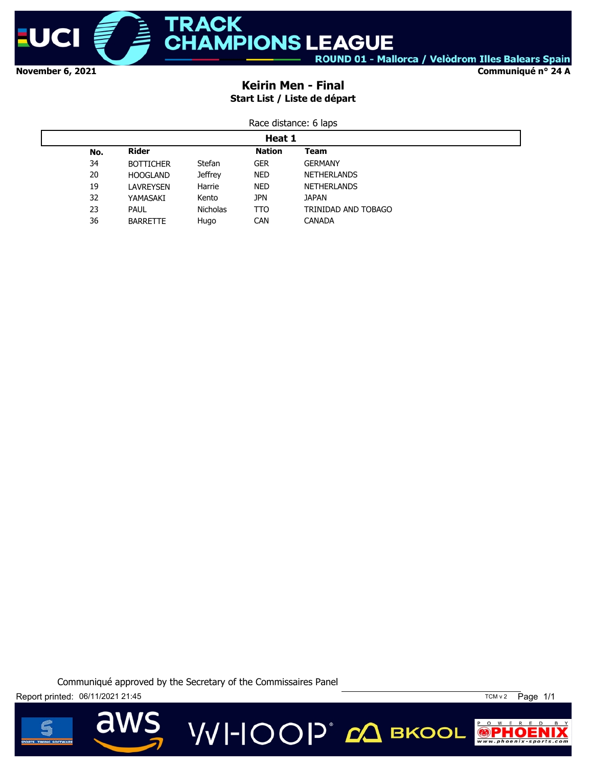November 6, 2021

Communiqué n° 24 A

# Keirin Men - Final

## Start List / Liste de départ

Race distance: 6 laps

**Heat 1**

| No. | Rider | | Nation | Team |
|---|---|---|---|---|
| 34 | BOTTICHER | Stefan | GER | GERMANY |
| 20 | HOOGLAND | Jeffrey | NED | NETHERLANDS |
| 19 | LAVREYSEN | Harrie | NED | NETHERLANDS |
| 32 | YAMASAKI | Kento | JPN | JAPAN |
| 23 | PAUL | Nicholas | TTO | TRINIDAD AND TOBAGO |
| 36 | BARRETTE | Hugo | CAN | CANADA |

Communiqué approved by the Secretary of the Commissaires Panel

Report printed: 06/11/2021 21:45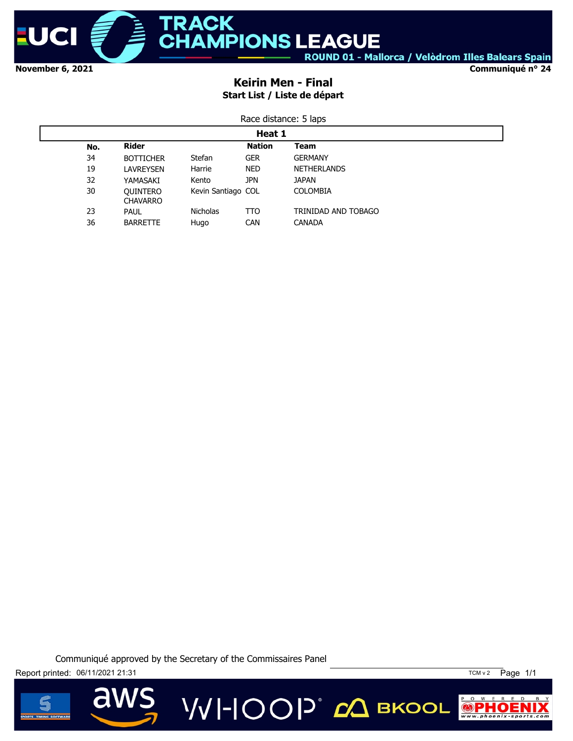**November 6, 2021** — **Communiqué n° 24**

ROUND 01 - Mallorca / Velòdrom Illes Balears Spain

# Keirin Men - Final

## Start List / Liste de départ

Race distance: 5 laps

**Heat 1**

| No. | Rider | | Nation | Team |
|---|---|---|---|---|
| 34 | BOTTICHER | Stefan | GER | GERMANY |
| 19 | LAVREYSEN | Harrie | NED | NETHERLANDS |
| 32 | YAMASAKI | Kento | JPN | JAPAN |
| 30 | QUINTERO CHAVARRO | Kevin Santiago | COL | COLOMBIA |
| 23 | PAUL | Nicholas | TTO | TRINIDAD AND TOBAGO |
| 36 | BARRETTE | Hugo | CAN | CANADA |

Communiqué approved by the Secretary of the Commissaires Panel

Report printed: 06/11/2021 21:31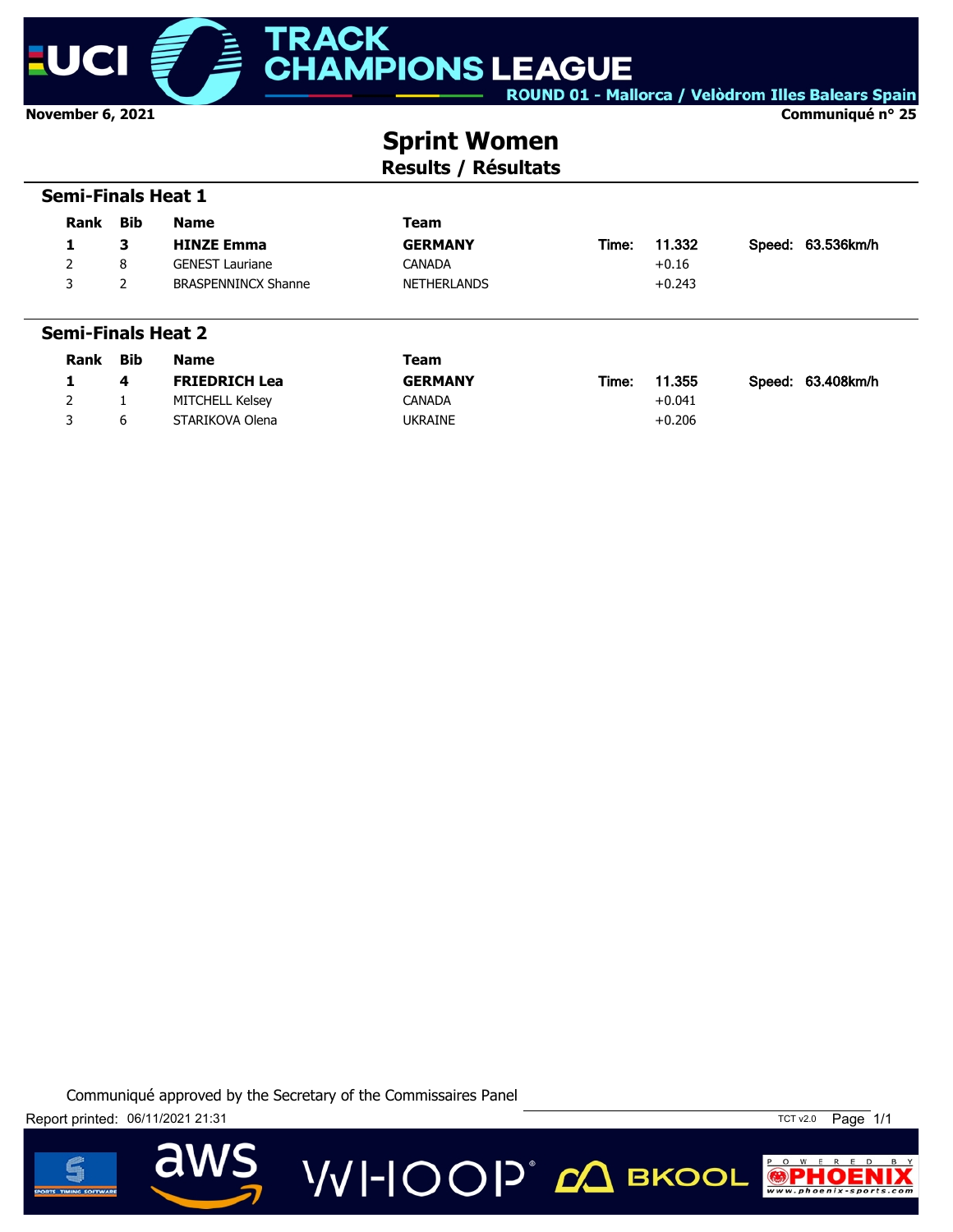November 6, 2021

Communiqué n° 25

# Sprint Women

## Results / Résultats

### Semi-Finals Heat 1

| Rank | Bib | Name | Team | | Time | | Speed |
|---|---|---|---|---|---|---|---|
| **1** | **3** | **HINZE Emma** | **GERMANY** | Time: | 11.332 | Speed: | 63.536km/h |
| 2 | 8 | GENEST Lauriane | CANADA | | +0.16 | | |
| 3 | 2 | BRASPENNINCX Shanne | NETHERLANDS | | +0.243 | | |

### Semi-Finals Heat 2

| Rank | Bib | Name | Team | | Time | | Speed |
|---|---|---|---|---|---|---|---|
| **1** | **4** | **FRIEDRICH Lea** | **GERMANY** | Time: | 11.355 | Speed: | 63.408km/h |
| 2 | 1 | MITCHELL Kelsey | CANADA | | +0.041 | | |
| 3 | 6 | STARIKOVA Olena | UKRAINE | | +0.206 | | |

Communiqué approved by the Secretary of the Commissaires Panel

Report printed: 06/11/2021 21:31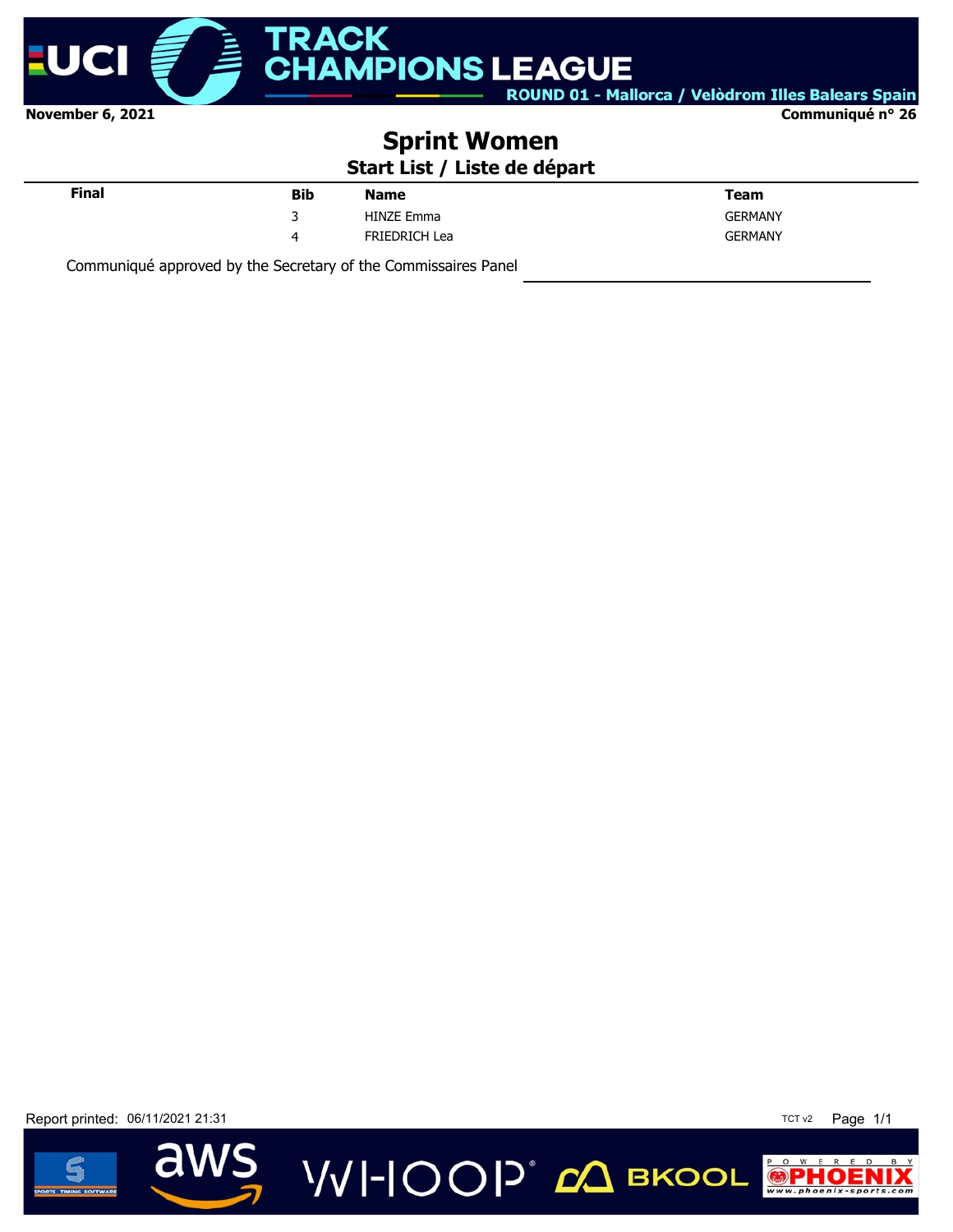November 6, 2021

Communiqué n° 26

# Sprint Women

## Start List / Liste de départ

| Final | Bib | Name | Team |
|---|---|---|---|
| | 3 | HINZE Emma | GERMANY |
| | 4 | FRIEDRICH Lea | GERMANY |

Communiqué approved by the Secretary of the Commissaires Panel

Report printed: 06/11/2021 21:31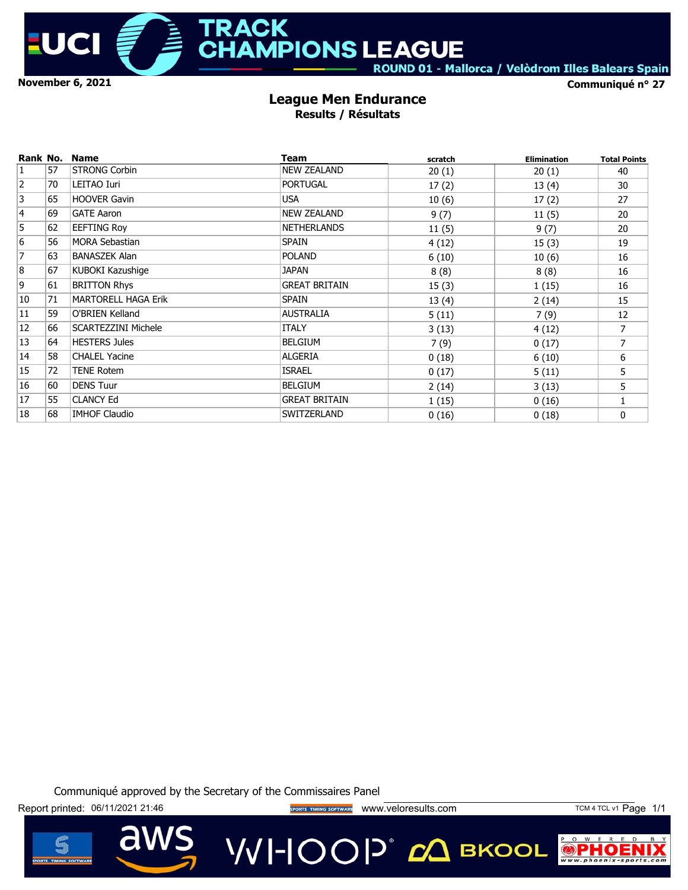November 6, 2021

Communiqué n° 27

# League Men Endurance

## Results / Résultats

| Rank | No. | Name | Team | scratch | Elimination | Total Points |
|---|---|---|---|---|---|---|
| 1 | 57 | STRONG Corbin | NEW ZEALAND | 20 (1) | 20 (1) | 40 |
| 2 | 70 | LEITAO Iuri | PORTUGAL | 17 (2) | 13 (4) | 30 |
| 3 | 65 | HOOVER Gavin | USA | 10 (6) | 17 (2) | 27 |
| 4 | 69 | GATE Aaron | NEW ZEALAND | 9 (7) | 11 (5) | 20 |
| 5 | 62 | EEFTING Roy | NETHERLANDS | 11 (5) | 9 (7) | 20 |
| 6 | 56 | MORA Sebastian | SPAIN | 4 (12) | 15 (3) | 19 |
| 7 | 63 | BANASZEK Alan | POLAND | 6 (10) | 10 (6) | 16 |
| 8 | 67 | KUBOKI Kazushige | JAPAN | 8 (8) | 8 (8) | 16 |
| 9 | 61 | BRITTON Rhys | GREAT BRITAIN | 15 (3) | 1 (15) | 16 |
| 10 | 71 | MARTORELL HAGA Erik | SPAIN | 13 (4) | 2 (14) | 15 |
| 11 | 59 | O'BRIEN Kelland | AUSTRALIA | 5 (11) | 7 (9) | 12 |
| 12 | 66 | SCARTEZZINI Michele | ITALY | 3 (13) | 4 (12) | 7 |
| 13 | 64 | HESTERS Jules | BELGIUM | 7 (9) | 0 (17) | 7 |
| 14 | 58 | CHALEL Yacine | ALGERIA | 0 (18) | 6 (10) | 6 |
| 15 | 72 | TENE Rotem | ISRAEL | 0 (17) | 5 (11) | 5 |
| 16 | 60 | DENS Tuur | BELGIUM | 2 (14) | 3 (13) | 5 |
| 17 | 55 | CLANCY Ed | GREAT BRITAIN | 1 (15) | 0 (16) | 1 |
| 18 | 68 | IMHOF Claudio | SWITZERLAND | 0 (16) | 0 (18) | 0 |

Communiqué approved by the Secretary of the Commissaires Panel

Report printed: 06/11/2021 21:46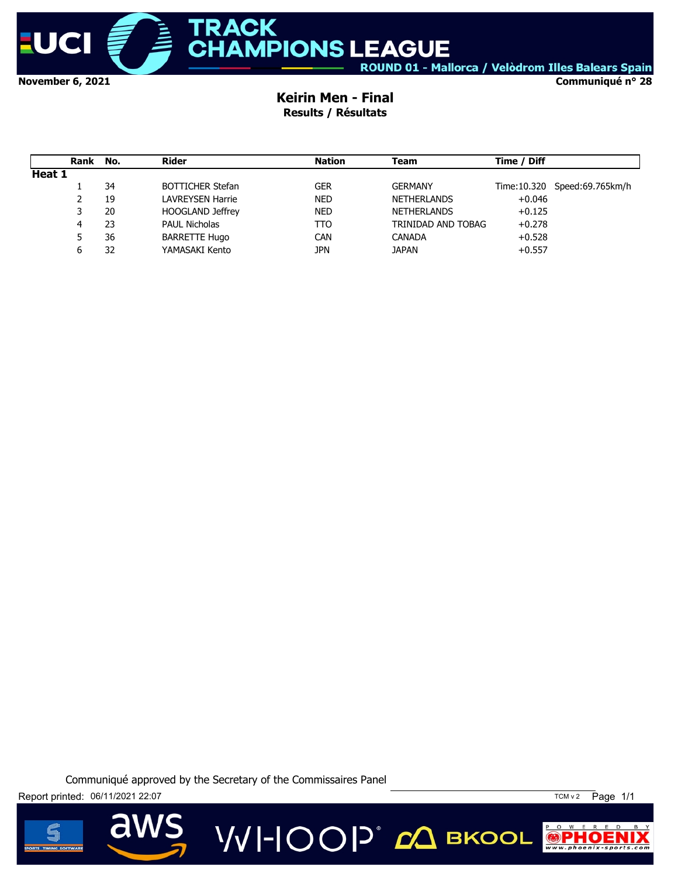November 6, 2021

Communiqué n° 28

# Keirin Men - Final

## Results / Résultats

| Rank | No. | Rider | Nation | Team | Time / Diff | |
|---|---|---|---|---|---|---|
| **Heat 1** | | | | | | |
| 1 | 34 | BOTTICHER Stefan | GER | GERMANY | Time:10.320 | Speed:69.765km/h |
| 2 | 19 | LAVREYSEN Harrie | NED | NETHERLANDS | +0.046 | |
| 3 | 20 | HOOGLAND Jeffrey | NED | NETHERLANDS | +0.125 | |
| 4 | 23 | PAUL Nicholas | TTO | TRINIDAD AND TOBAG | +0.278 | |
| 5 | 36 | BARRETTE Hugo | CAN | CANADA | +0.528 | |
| 6 | 32 | YAMASAKI Kento | JPN | JAPAN | +0.557 | |

Communiqué approved by the Secretary of the Commissaires Panel

Report printed: 06/11/2021 22:07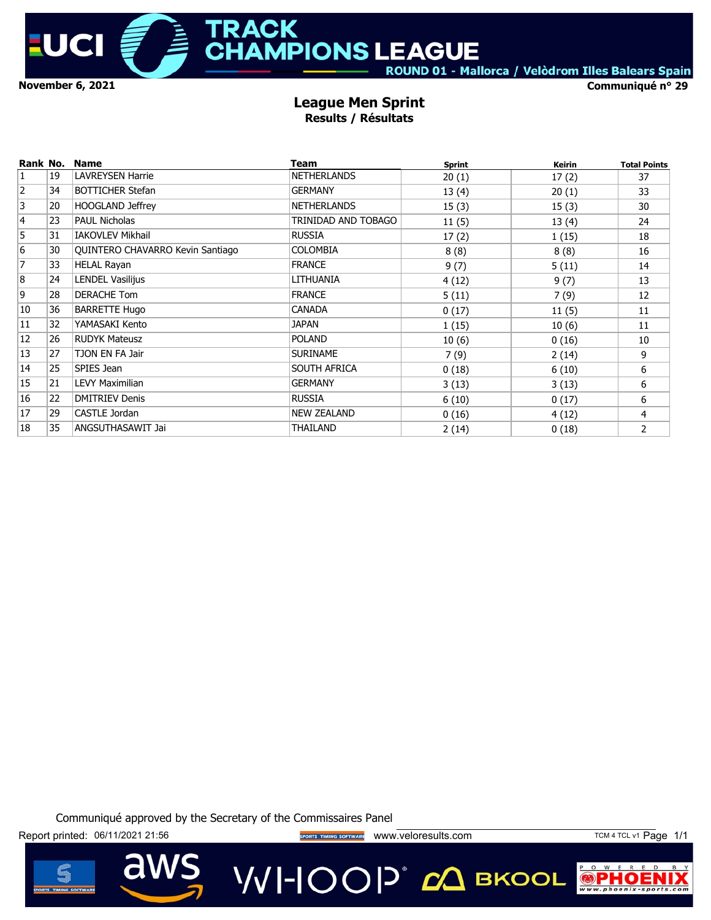November 6, 2021

Communiqué n° 29

## League Men Sprint
### Results / Résultats

| Rank | No. | Name | Team | Sprint | Keirin | Total Points |
|---|---|---|---|---|---|---|
| 1 | 19 | LAVREYSEN Harrie | NETHERLANDS | 20 (1) | 17 (2) | 37 |
| 2 | 34 | BOTTICHER Stefan | GERMANY | 13 (4) | 20 (1) | 33 |
| 3 | 20 | HOOGLAND Jeffrey | NETHERLANDS | 15 (3) | 15 (3) | 30 |
| 4 | 23 | PAUL Nicholas | TRINIDAD AND TOBAGO | 11 (5) | 13 (4) | 24 |
| 5 | 31 | IAKOVLEV Mikhail | RUSSIA | 17 (2) | 1 (15) | 18 |
| 6 | 30 | QUINTERO CHAVARRO Kevin Santiago | COLOMBIA | 8 (8) | 8 (8) | 16 |
| 7 | 33 | HELAL Rayan | FRANCE | 9 (7) | 5 (11) | 14 |
| 8 | 24 | LENDEL Vasilijus | LITHUANIA | 4 (12) | 9 (7) | 13 |
| 9 | 28 | DERACHE Tom | FRANCE | 5 (11) | 7 (9) | 12 |
| 10 | 36 | BARRETTE Hugo | CANADA | 0 (17) | 11 (5) | 11 |
| 11 | 32 | YAMASAKI Kento | JAPAN | 1 (15) | 10 (6) | 11 |
| 12 | 26 | RUDYK Mateusz | POLAND | 10 (6) | 0 (16) | 10 |
| 13 | 27 | TJON EN FA Jair | SURINAME | 7 (9) | 2 (14) | 9 |
| 14 | 25 | SPIES Jean | SOUTH AFRICA | 0 (18) | 6 (10) | 6 |
| 15 | 21 | LEVY Maximilian | GERMANY | 3 (13) | 3 (13) | 6 |
| 16 | 22 | DMITRIEV Denis | RUSSIA | 6 (10) | 0 (17) | 6 |
| 17 | 29 | CASTLE Jordan | NEW ZEALAND | 0 (16) | 4 (12) | 4 |
| 18 | 35 | ANGSUTHASAWIT Jai | THAILAND | 2 (14) | 0 (18) | 2 |

Communiqué approved by the Secretary of the Commissaires Panel

Report printed: 06/11/2021 21:56 www.veloresults.com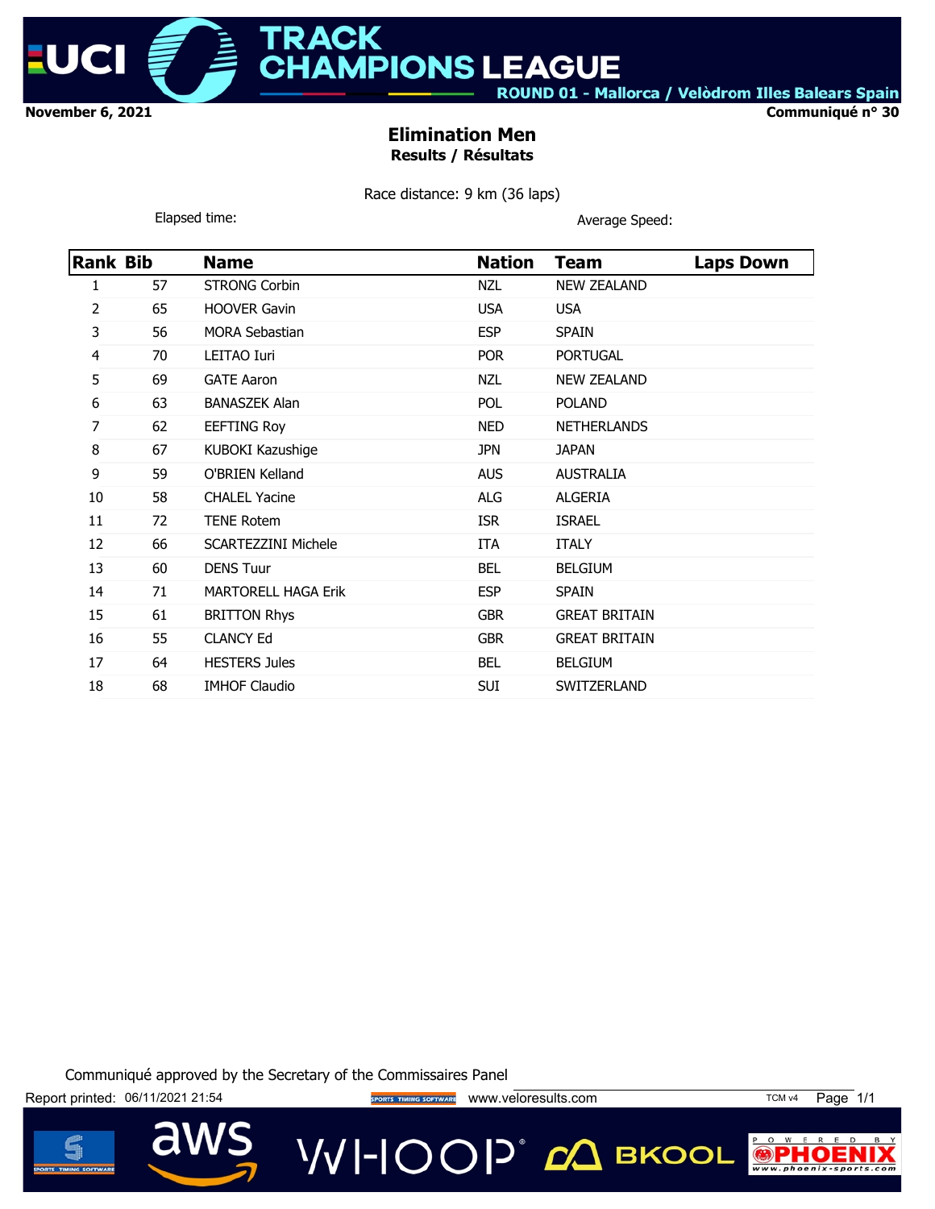November 6, 2021

Communiqué n° 30

# Elimination Men

### Results / Résultats

Race distance: 9 km (36 laps)

Elapsed time: Average Speed:

| Rank | Bib | Name | Nation | Team | Laps Down |
|---|---|---|---|---|---|
| 1 | 57 | STRONG Corbin | NZL | NEW ZEALAND | |
| 2 | 65 | HOOVER Gavin | USA | USA | |
| 3 | 56 | MORA Sebastian | ESP | SPAIN | |
| 4 | 70 | LEITAO Iuri | POR | PORTUGAL | |
| 5 | 69 | GATE Aaron | NZL | NEW ZEALAND | |
| 6 | 63 | BANASZEK Alan | POL | POLAND | |
| 7 | 62 | EEFTING Roy | NED | NETHERLANDS | |
| 8 | 67 | KUBOKI Kazushige | JPN | JAPAN | |
| 9 | 59 | O'BRIEN Kelland | AUS | AUSTRALIA | |
| 10 | 58 | CHALEL Yacine | ALG | ALGERIA | |
| 11 | 72 | TENE Rotem | ISR | ISRAEL | |
| 12 | 66 | SCARTEZZINI Michele | ITA | ITALY | |
| 13 | 60 | DENS Tuur | BEL | BELGIUM | |
| 14 | 71 | MARTORELL HAGA Erik | ESP | SPAIN | |
| 15 | 61 | BRITTON Rhys | GBR | GREAT BRITAIN | |
| 16 | 55 | CLANCY Ed | GBR | GREAT BRITAIN | |
| 17 | 64 | HESTERS Jules | BEL | BELGIUM | |
| 18 | 68 | IMHOF Claudio | SUI | SWITZERLAND | |

Communiqué approved by the Secretary of the Commissaires Panel

Report printed: 06/11/2021 21:54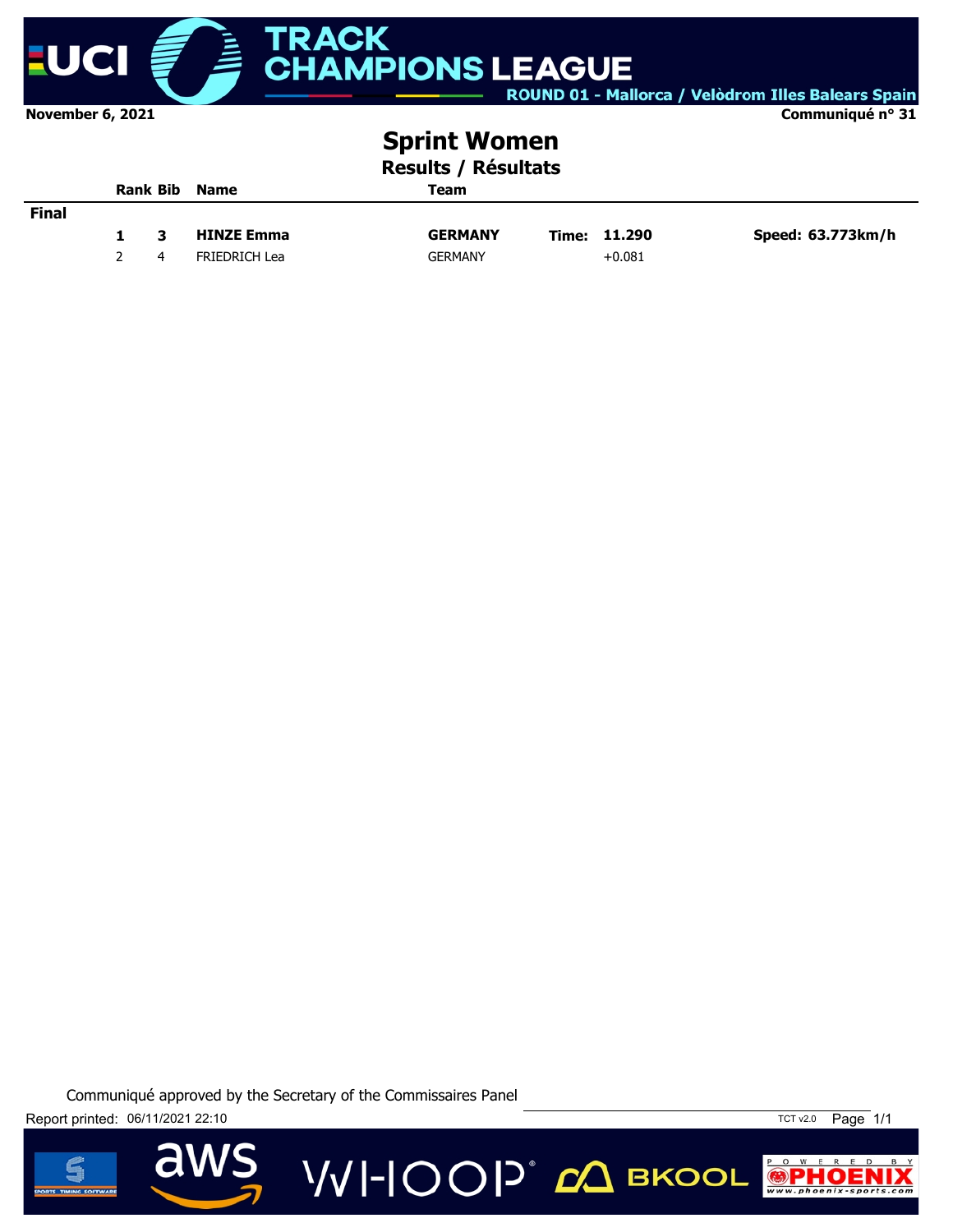**November 6, 2021** | **Communiqué n° 31**

# Sprint Women

## Results / Résultats

| | Rank | Bib | Name | Team | | | |
|---|---|---|---|---|---|---|---|
| **Final** | | | | | | | |
| | **1** | **3** | **HINZE Emma** | **GERMANY** | **Time:** | **11.290** | **Speed: 63.773km/h** |
| | 2 | 4 | FRIEDRICH Lea | GERMANY | | +0.081 | |

Communiqué approved by the Secretary of the Commissaires Panel

Report printed: 06/11/2021 22:10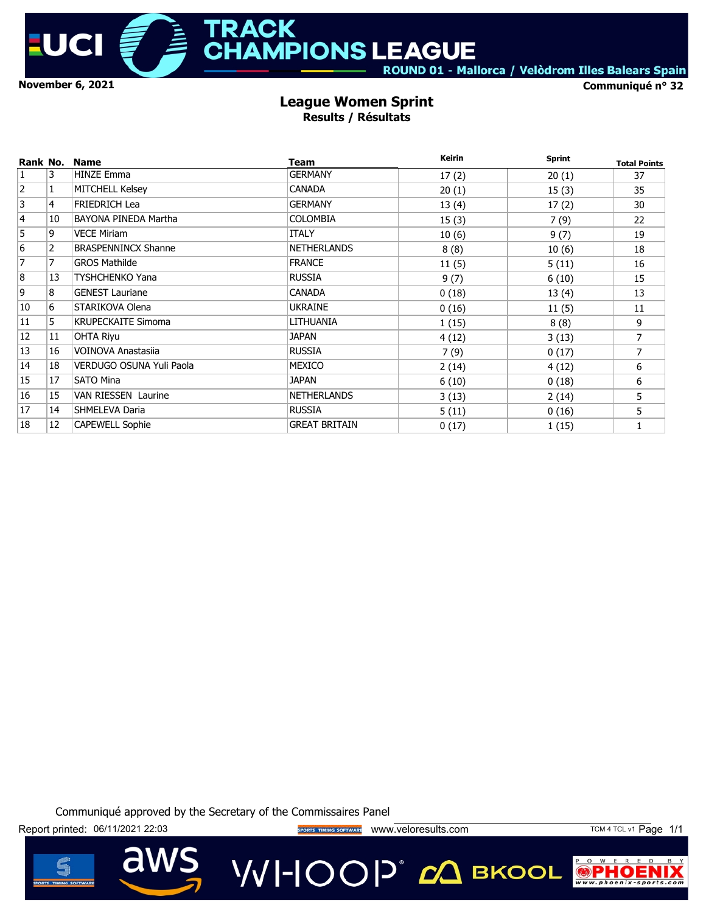November 6, 2021

Communiqué n° 32

## League Women Sprint

**Results / Résultats**

| Rank | No. | Name | Team | Keirin | Sprint | Total Points |
|---|---|---|---|---|---|---|
| 1 | 3 | HINZE Emma | GERMANY | 17 (2) | 20 (1) | 37 |
| 2 | 1 | MITCHELL Kelsey | CANADA | 20 (1) | 15 (3) | 35 |
| 3 | 4 | FRIEDRICH Lea | GERMANY | 13 (4) | 17 (2) | 30 |
| 4 | 10 | BAYONA PINEDA Martha | COLOMBIA | 15 (3) | 7 (9) | 22 |
| 5 | 9 | VECE Miriam | ITALY | 10 (6) | 9 (7) | 19 |
| 6 | 2 | BRASPENNINCX Shanne | NETHERLANDS | 8 (8) | 10 (6) | 18 |
| 7 | 7 | GROS Mathilde | FRANCE | 11 (5) | 5 (11) | 16 |
| 8 | 13 | TYSHCHENKO Yana | RUSSIA | 9 (7) | 6 (10) | 15 |
| 9 | 8 | GENEST Lauriane | CANADA | 0 (18) | 13 (4) | 13 |
| 10 | 6 | STARIKOVA Olena | UKRAINE | 0 (16) | 11 (5) | 11 |
| 11 | 5 | KRUPECKAITE Simoma | LITHUANIA | 1 (15) | 8 (8) | 9 |
| 12 | 11 | OHTA Riyu | JAPAN | 4 (12) | 3 (13) | 7 |
| 13 | 16 | VOINOVA Anastasiia | RUSSIA | 7 (9) | 0 (17) | 7 |
| 14 | 18 | VERDUGO OSUNA Yuli Paola | MEXICO | 2 (14) | 4 (12) | 6 |
| 15 | 17 | SATO Mina | JAPAN | 6 (10) | 0 (18) | 6 |
| 16 | 15 | VAN RIESSEN Laurine | NETHERLANDS | 3 (13) | 2 (14) | 5 |
| 17 | 14 | SHMELEVA Daria | RUSSIA | 5 (11) | 0 (16) | 5 |
| 18 | 12 | CAPEWELL Sophie | GREAT BRITAIN | 0 (17) | 1 (15) | 1 |

Communiqué approved by the Secretary of the Commissaires Panel

Report printed: 06/11/2021 22:03